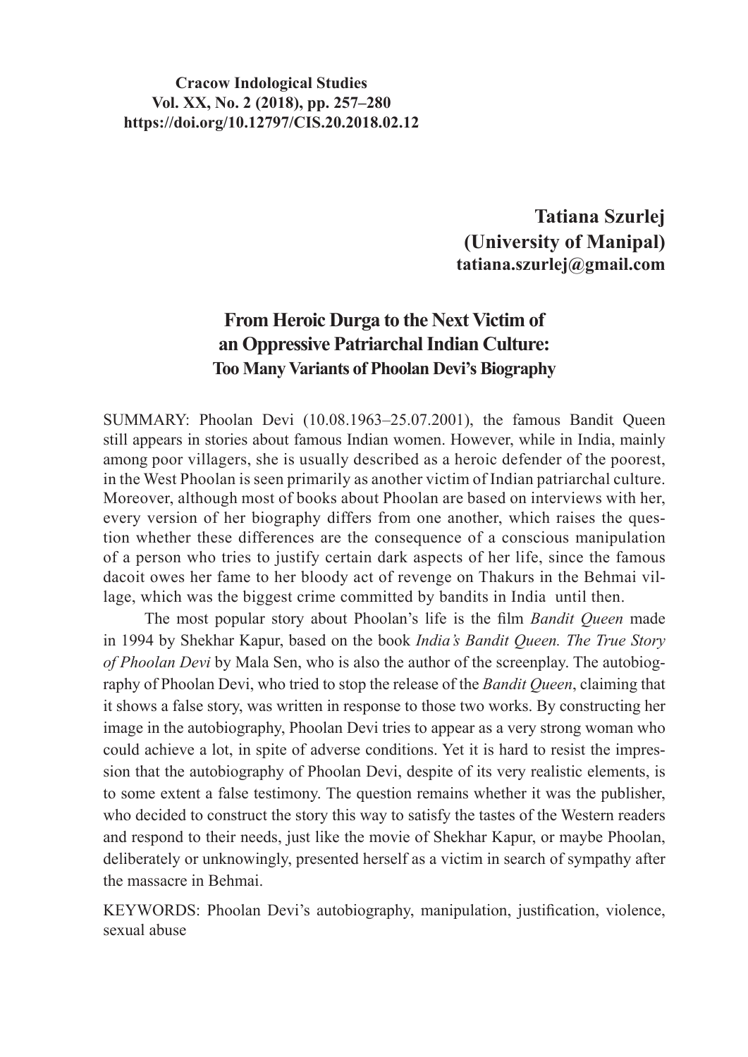**Cracow Indological Studies**
**Vol. XX, No. 2 (2018), pp. 257–280**
**https://doi.org/10.12797/CIS.20.2018.02.12**

**Tatiana Szurlej**
**(University of Manipal)**
**tatiana.szurlej@gmail.com**

# From Heroic Durga to the Next Victim of an Oppressive Patriarchal Indian Culture:
## Too Many Variants of Phoolan Devi's Biography

SUMMARY: Phoolan Devi (10.08.1963–25.07.2001), the famous Bandit Queen still appears in stories about famous Indian women. However, while in India, mainly among poor villagers, she is usually described as a heroic defender of the poorest, in the West Phoolan is seen primarily as another victim of Indian patriarchal culture. Moreover, although most of books about Phoolan are based on interviews with her, every version of her biography differs from one another, which raises the question whether these differences are the consequence of a conscious manipulation of a person who tries to justify certain dark aspects of her life, since the famous dacoit owes her fame to her bloody act of revenge on Thakurs in the Behmai village, which was the biggest crime committed by bandits in India until then.

The most popular story about Phoolan's life is the film *Bandit Queen* made in 1994 by Shekhar Kapur, based on the book *India's Bandit Queen. The True Story of Phoolan Devi* by Mala Sen, who is also the author of the screenplay. The autobiography of Phoolan Devi, who tried to stop the release of the *Bandit Queen*, claiming that it shows a false story, was written in response to those two works. By constructing her image in the autobiography, Phoolan Devi tries to appear as a very strong woman who could achieve a lot, in spite of adverse conditions. Yet it is hard to resist the impression that the autobiography of Phoolan Devi, despite of its very realistic elements, is to some extent a false testimony. The question remains whether it was the publisher, who decided to construct the story this way to satisfy the tastes of the Western readers and respond to their needs, just like the movie of Shekhar Kapur, or maybe Phoolan, deliberately or unknowingly, presented herself as a victim in search of sympathy after the massacre in Behmai.

KEYWORDS: Phoolan Devi's autobiography, manipulation, justification, violence, sexual abuse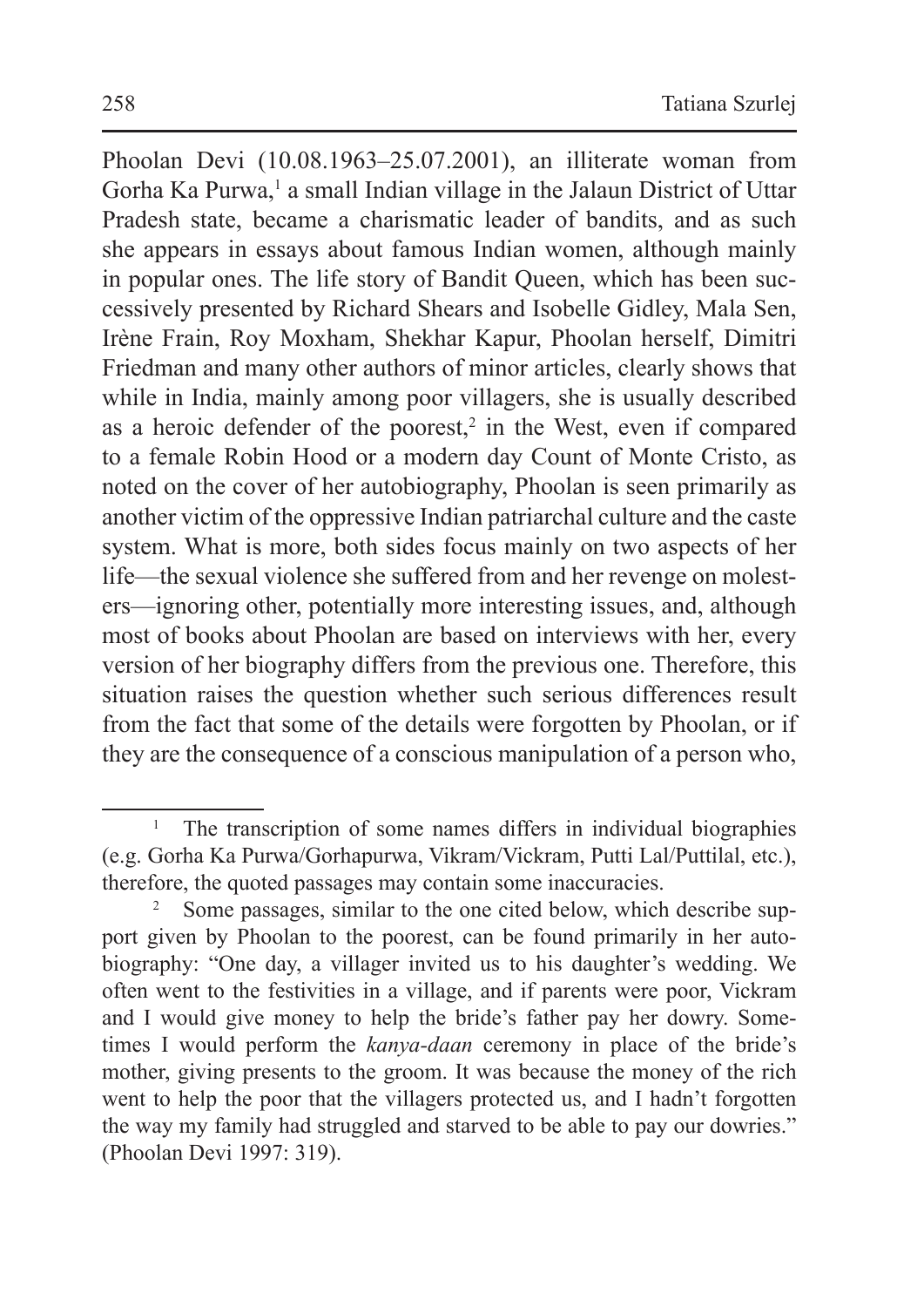Phoolan Devi (10.08.1963–25.07.2001), an illiterate woman from Gorha Ka Purwa,[1] a small Indian village in the Jalaun District of Uttar Pradesh state, became a charismatic leader of bandits, and as such she appears in essays about famous Indian women, although mainly in popular ones. The life story of Bandit Queen, which has been successively presented by Richard Shears and Isobelle Gidley, Mala Sen, Irène Frain, Roy Moxham, Shekhar Kapur, Phoolan herself, Dimitri Friedman and many other authors of minor articles, clearly shows that while in India, mainly among poor villagers, she is usually described as a heroic defender of the poorest,[2] in the West, even if compared to a female Robin Hood or a modern day Count of Monte Cristo, as noted on the cover of her autobiography, Phoolan is seen primarily as another victim of the oppressive Indian patriarchal culture and the caste system. What is more, both sides focus mainly on two aspects of her life—the sexual violence she suffered from and her revenge on molesters—ignoring other, potentially more interesting issues, and, although most of books about Phoolan are based on interviews with her, every version of her biography differs from the previous one. Therefore, this situation raises the question whether such serious differences result from the fact that some of the details were forgotten by Phoolan, or if they are the consequence of a conscious manipulation of a person who,

---

[1] The transcription of some names differs in individual biographies (e.g. Gorha Ka Purwa/Gorhapurwa, Vikram/Vickram, Putti Lal/Puttilal, etc.), therefore, the quoted passages may contain some inaccuracies.

[2] Some passages, similar to the one cited below, which describe support given by Phoolan to the poorest, can be found primarily in her autobiography: "One day, a villager invited us to his daughter's wedding. We often went to the festivities in a village, and if parents were poor, Vickram and I would give money to help the bride's father pay her dowry. Sometimes I would perform the *kanya-daan* ceremony in place of the bride's mother, giving presents to the groom. It was because the money of the rich went to help the poor that the villagers protected us, and I hadn't forgotten the way my family had struggled and starved to be able to pay our dowries." (Phoolan Devi 1997: 319).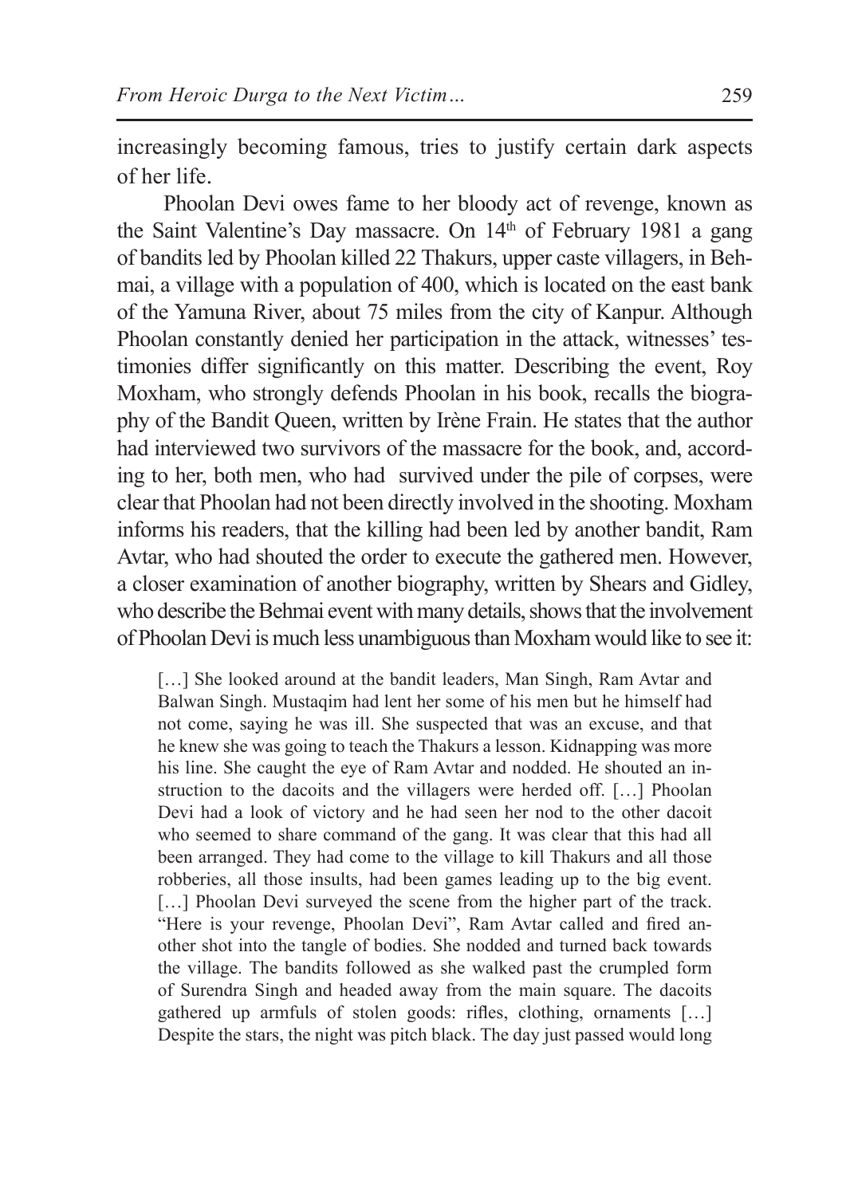increasingly becoming famous, tries to justify certain dark aspects of her life.

Phoolan Devi owes fame to her bloody act of revenge, known as the Saint Valentine's Day massacre. On 14th of February 1981 a gang of bandits led by Phoolan killed 22 Thakurs, upper caste villagers, in Behmai, a village with a population of 400, which is located on the east bank of the Yamuna River, about 75 miles from the city of Kanpur. Although Phoolan constantly denied her participation in the attack, witnesses' testimonies differ significantly on this matter. Describing the event, Roy Moxham, who strongly defends Phoolan in his book, recalls the biography of the Bandit Queen, written by Irène Frain. He states that the author had interviewed two survivors of the massacre for the book, and, according to her, both men, who had survived under the pile of corpses, were clear that Phoolan had not been directly involved in the shooting. Moxham informs his readers, that the killing had been led by another bandit, Ram Avtar, who had shouted the order to execute the gathered men. However, a closer examination of another biography, written by Shears and Gidley, who describe the Behmai event with many details, shows that the involvement of Phoolan Devi is much less unambiguous than Moxham would like to see it:

> […] She looked around at the bandit leaders, Man Singh, Ram Avtar and Balwan Singh. Mustaqim had lent her some of his men but he himself had not come, saying he was ill. She suspected that was an excuse, and that he knew she was going to teach the Thakurs a lesson. Kidnapping was more his line. She caught the eye of Ram Avtar and nodded. He shouted an instruction to the dacoits and the villagers were herded off. […] Phoolan Devi had a look of victory and he had seen her nod to the other dacoit who seemed to share command of the gang. It was clear that this had all been arranged. They had come to the village to kill Thakurs and all those robberies, all those insults, had been games leading up to the big event. […] Phoolan Devi surveyed the scene from the higher part of the track. "Here is your revenge, Phoolan Devi", Ram Avtar called and fired another shot into the tangle of bodies. She nodded and turned back towards the village. The bandits followed as she walked past the crumpled form of Surendra Singh and headed away from the main square. The dacoits gathered up armfuls of stolen goods: rifles, clothing, ornaments […] Despite the stars, the night was pitch black. The day just passed would long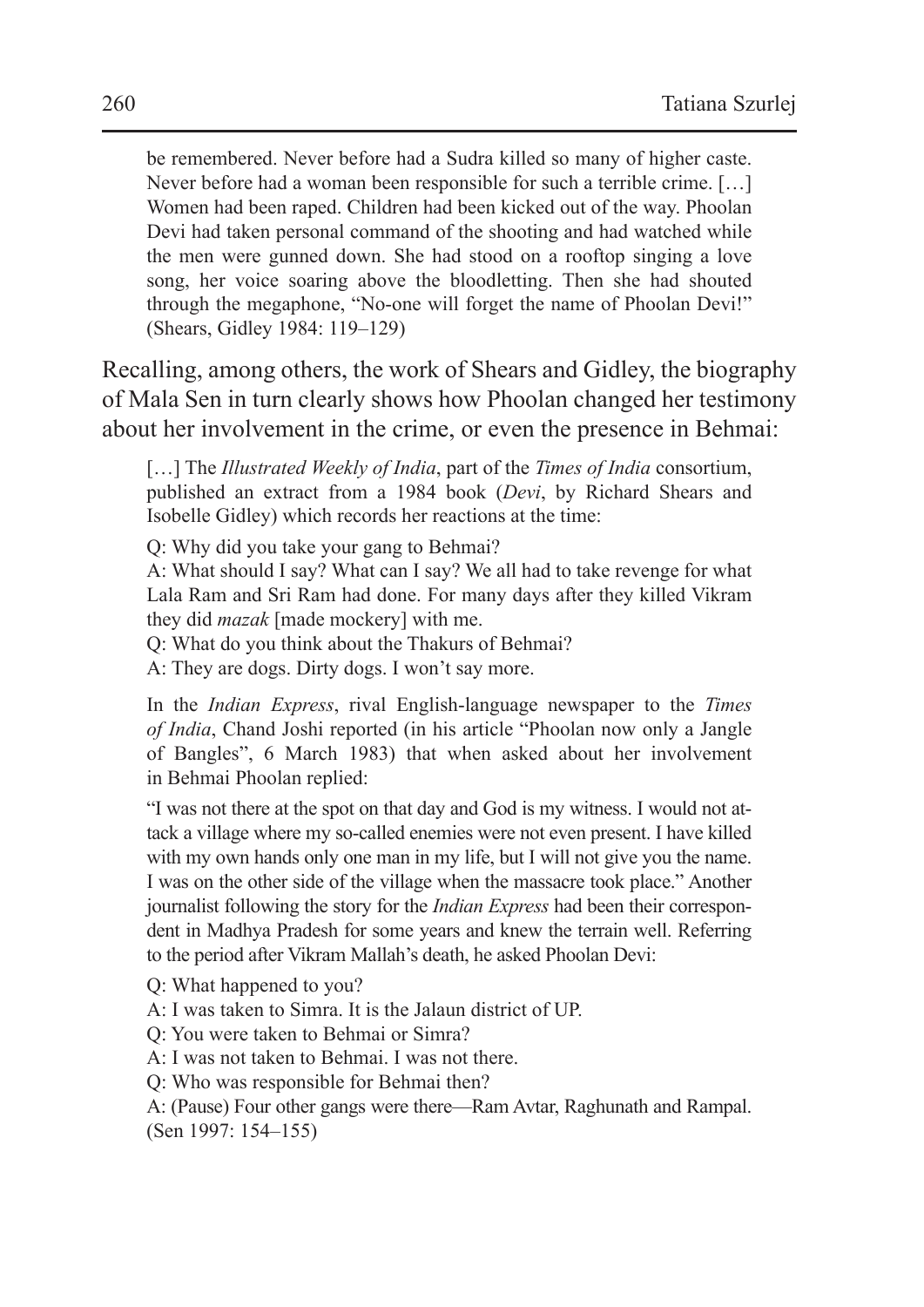> be remembered. Never before had a Sudra killed so many of higher caste. Never before had a woman been responsible for such a terrible crime. […] Women had been raped. Children had been kicked out of the way. Phoolan Devi had taken personal command of the shooting and had watched while the men were gunned down. She had stood on a rooftop singing a love song, her voice soaring above the bloodletting. Then she had shouted through the megaphone, "No-one will forget the name of Phoolan Devi!" (Shears, Gidley 1984: 119–129)

Recalling, among others, the work of Shears and Gidley, the biography of Mala Sen in turn clearly shows how Phoolan changed her testimony about her involvement in the crime, or even the presence in Behmai:

> […] The *Illustrated Weekly of India*, part of the *Times of India* consortium, published an extract from a 1984 book (*Devi*, by Richard Shears and Isobelle Gidley) which records her reactions at the time:
>
> Q: Why did you take your gang to Behmai?
>
> A: What should I say? What can I say? We all had to take revenge for what Lala Ram and Sri Ram had done. For many days after they killed Vikram they did *mazak* [made mockery] with me.
>
> Q: What do you think about the Thakurs of Behmai?
>
> A: They are dogs. Dirty dogs. I won't say more.
>
> In the *Indian Express*, rival English-language newspaper to the *Times of India*, Chand Joshi reported (in his article "Phoolan now only a Jangle of Bangles", 6 March 1983) that when asked about her involvement in Behmai Phoolan replied:
>
> "I was not there at the spot on that day and God is my witness. I would not attack a village where my so-called enemies were not even present. I have killed with my own hands only one man in my life, but I will not give you the name. I was on the other side of the village when the massacre took place." Another journalist following the story for the *Indian Express* had been their correspondent in Madhya Pradesh for some years and knew the terrain well. Referring to the period after Vikram Mallah's death, he asked Phoolan Devi:
>
> Q: What happened to you?
>
> A: I was taken to Simra. It is the Jalaun district of UP.
>
> Q: You were taken to Behmai or Simra?
>
> A: I was not taken to Behmai. I was not there.
>
> Q: Who was responsible for Behmai then?
>
> A: (Pause) Four other gangs were there—Ram Avtar, Raghunath and Rampal. (Sen 1997: 154–155)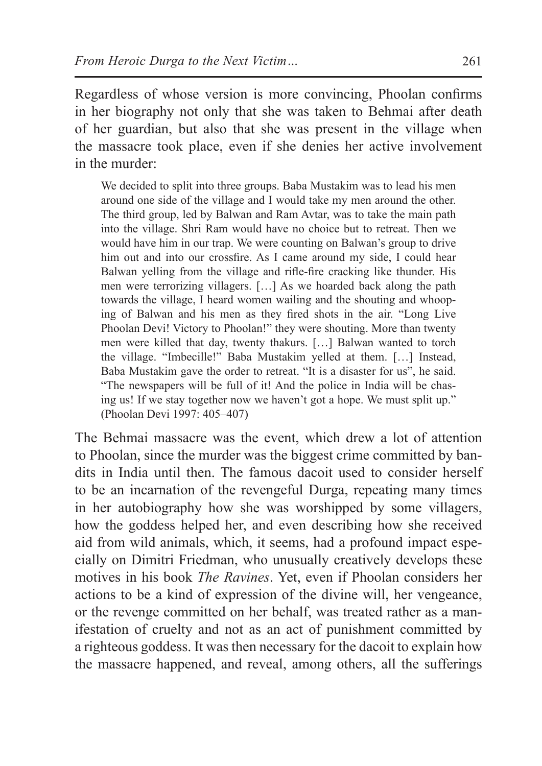Regardless of whose version is more convincing, Phoolan confirms in her biography not only that she was taken to Behmai after death of her guardian, but also that she was present in the village when the massacre took place, even if she denies her active involvement in the murder:

> We decided to split into three groups. Baba Mustakim was to lead his men around one side of the village and I would take my men around the other. The third group, led by Balwan and Ram Avtar, was to take the main path into the village. Shri Ram would have no choice but to retreat. Then we would have him in our trap. We were counting on Balwan's group to drive him out and into our crossfire. As I came around my side, I could hear Balwan yelling from the village and rifle-fire cracking like thunder. His men were terrorizing villagers. […] As we hoarded back along the path towards the village, I heard women wailing and the shouting and whooping of Balwan and his men as they fired shots in the air. "Long Live Phoolan Devi! Victory to Phoolan!" they were shouting. More than twenty men were killed that day, twenty thakurs. […] Balwan wanted to torch the village. "Imbecille!" Baba Mustakim yelled at them. […] Instead, Baba Mustakim gave the order to retreat. "It is a disaster for us", he said. "The newspapers will be full of it! And the police in India will be chasing us! If we stay together now we haven't got a hope. We must split up." (Phoolan Devi 1997: 405–407)

The Behmai massacre was the event, which drew a lot of attention to Phoolan, since the murder was the biggest crime committed by bandits in India until then. The famous dacoit used to consider herself to be an incarnation of the revengeful Durga, repeating many times in her autobiography how she was worshipped by some villagers, how the goddess helped her, and even describing how she received aid from wild animals, which, it seems, had a profound impact especially on Dimitri Friedman, who unusually creatively develops these motives in his book *The Ravines*. Yet, even if Phoolan considers her actions to be a kind of expression of the divine will, her vengeance, or the revenge committed on her behalf, was treated rather as a manifestation of cruelty and not as an act of punishment committed by a righteous goddess. It was then necessary for the dacoit to explain how the massacre happened, and reveal, among others, all the sufferings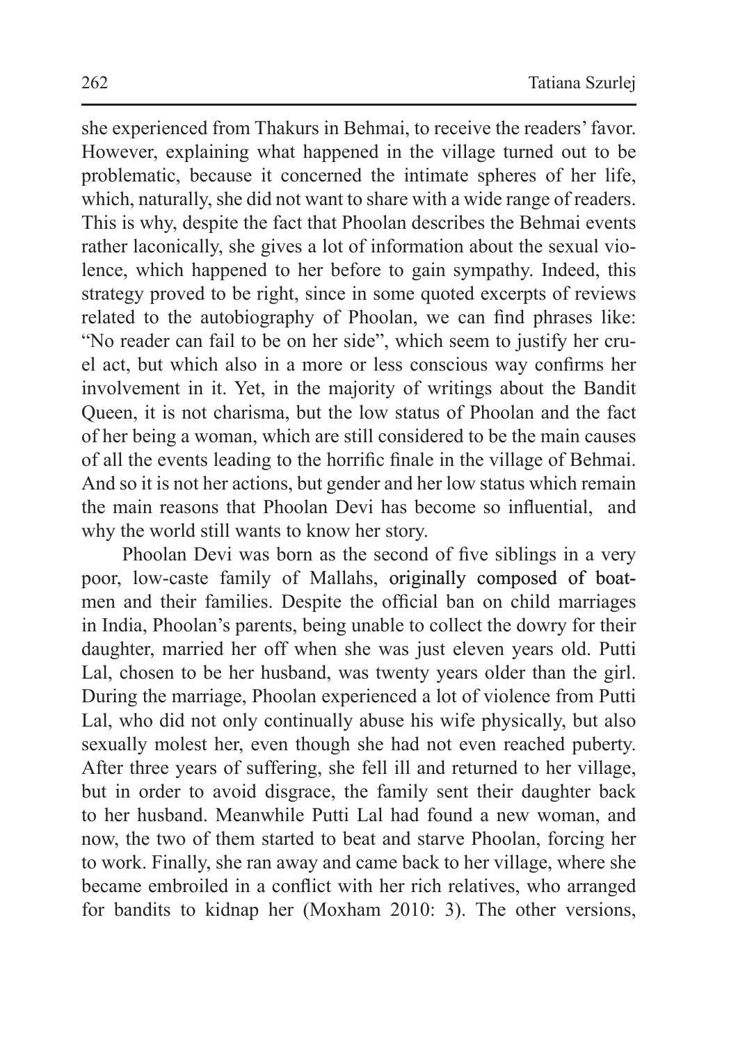she experienced from Thakurs in Behmai, to receive the readers' favor. However, explaining what happened in the village turned out to be problematic, because it concerned the intimate spheres of her life, which, naturally, she did not want to share with a wide range of readers. This is why, despite the fact that Phoolan describes the Behmai events rather laconically, she gives a lot of information about the sexual violence, which happened to her before to gain sympathy. Indeed, this strategy proved to be right, since in some quoted excerpts of reviews related to the autobiography of Phoolan, we can find phrases like: "No reader can fail to be on her side", which seem to justify her cruel act, but which also in a more or less conscious way confirms her involvement in it. Yet, in the majority of writings about the Bandit Queen, it is not charisma, but the low status of Phoolan and the fact of her being a woman, which are still considered to be the main causes of all the events leading to the horrific finale in the village of Behmai. And so it is not her actions, but gender and her low status which remain the main reasons that Phoolan Devi has become so influential, and why the world still wants to know her story.

Phoolan Devi was born as the second of five siblings in a very poor, low-caste family of Mallahs, originally composed of boatmen and their families. Despite the official ban on child marriages in India, Phoolan's parents, being unable to collect the dowry for their daughter, married her off when she was just eleven years old. Putti Lal, chosen to be her husband, was twenty years older than the girl. During the marriage, Phoolan experienced a lot of violence from Putti Lal, who did not only continually abuse his wife physically, but also sexually molest her, even though she had not even reached puberty. After three years of suffering, she fell ill and returned to her village, but in order to avoid disgrace, the family sent their daughter back to her husband. Meanwhile Putti Lal had found a new woman, and now, the two of them started to beat and starve Phoolan, forcing her to work. Finally, she ran away and came back to her village, where she became embroiled in a conflict with her rich relatives, who arranged for bandits to kidnap her (Moxham 2010: 3). The other versions,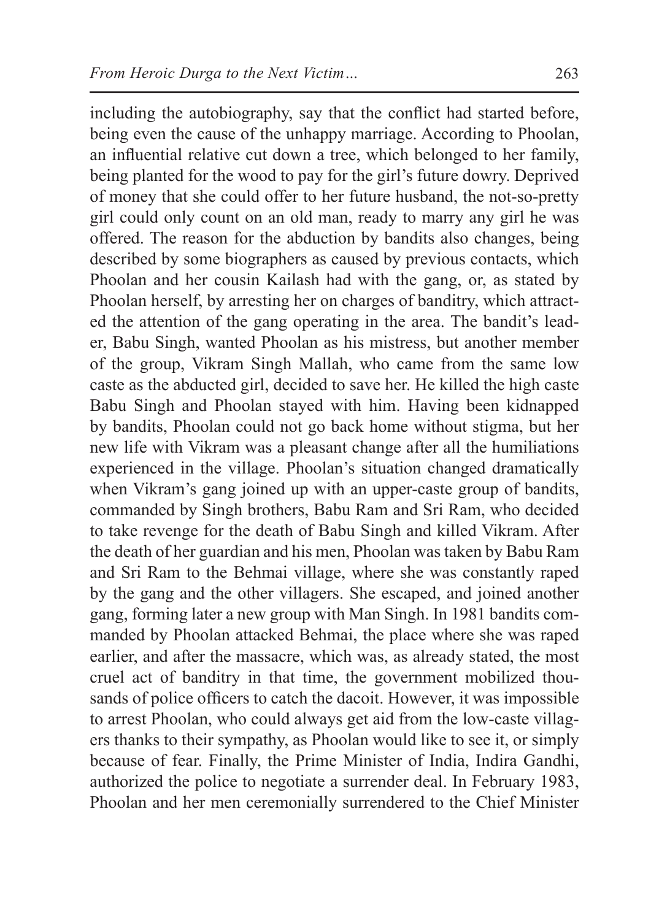including the autobiography, say that the conflict had started before, being even the cause of the unhappy marriage. According to Phoolan, an influential relative cut down a tree, which belonged to her family, being planted for the wood to pay for the girl's future dowry. Deprived of money that she could offer to her future husband, the not-so-pretty girl could only count on an old man, ready to marry any girl he was offered. The reason for the abduction by bandits also changes, being described by some biographers as caused by previous contacts, which Phoolan and her cousin Kailash had with the gang, or, as stated by Phoolan herself, by arresting her on charges of banditry, which attracted the attention of the gang operating in the area. The bandit's leader, Babu Singh, wanted Phoolan as his mistress, but another member of the group, Vikram Singh Mallah, who came from the same low caste as the abducted girl, decided to save her. He killed the high caste Babu Singh and Phoolan stayed with him. Having been kidnapped by bandits, Phoolan could not go back home without stigma, but her new life with Vikram was a pleasant change after all the humiliations experienced in the village. Phoolan's situation changed dramatically when Vikram's gang joined up with an upper-caste group of bandits, commanded by Singh brothers, Babu Ram and Sri Ram, who decided to take revenge for the death of Babu Singh and killed Vikram. After the death of her guardian and his men, Phoolan was taken by Babu Ram and Sri Ram to the Behmai village, where she was constantly raped by the gang and the other villagers. She escaped, and joined another gang, forming later a new group with Man Singh. In 1981 bandits commanded by Phoolan attacked Behmai, the place where she was raped earlier, and after the massacre, which was, as already stated, the most cruel act of banditry in that time, the government mobilized thousands of police officers to catch the dacoit. However, it was impossible to arrest Phoolan, who could always get aid from the low-caste villagers thanks to their sympathy, as Phoolan would like to see it, or simply because of fear. Finally, the Prime Minister of India, Indira Gandhi, authorized the police to negotiate a surrender deal. In February 1983, Phoolan and her men ceremonially surrendered to the Chief Minister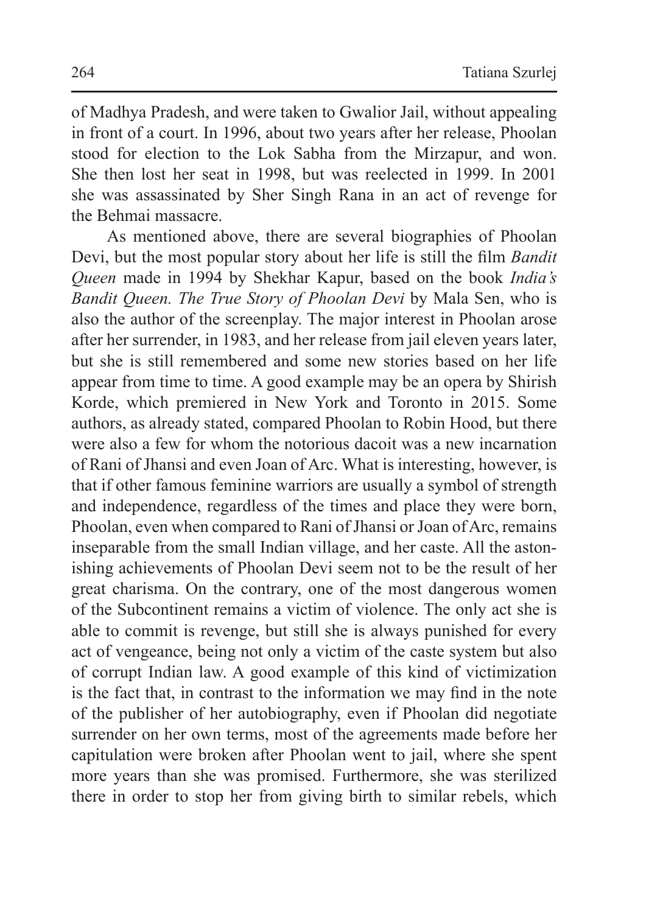of Madhya Pradesh, and were taken to Gwalior Jail, without appealing in front of a court. In 1996, about two years after her release, Phoolan stood for election to the Lok Sabha from the Mirzapur, and won. She then lost her seat in 1998, but was reelected in 1999. In 2001 she was assassinated by Sher Singh Rana in an act of revenge for the Behmai massacre.

As mentioned above, there are several biographies of Phoolan Devi, but the most popular story about her life is still the film *Bandit Queen* made in 1994 by Shekhar Kapur, based on the book *India's Bandit Queen. The True Story of Phoolan Devi* by Mala Sen, who is also the author of the screenplay. The major interest in Phoolan arose after her surrender, in 1983, and her release from jail eleven years later, but she is still remembered and some new stories based on her life appear from time to time. A good example may be an opera by Shirish Korde, which premiered in New York and Toronto in 2015. Some authors, as already stated, compared Phoolan to Robin Hood, but there were also a few for whom the notorious dacoit was a new incarnation of Rani of Jhansi and even Joan of Arc. What is interesting, however, is that if other famous feminine warriors are usually a symbol of strength and independence, regardless of the times and place they were born, Phoolan, even when compared to Rani of Jhansi or Joan of Arc, remains inseparable from the small Indian village, and her caste. All the astonishing achievements of Phoolan Devi seem not to be the result of her great charisma. On the contrary, one of the most dangerous women of the Subcontinent remains a victim of violence. The only act she is able to commit is revenge, but still she is always punished for every act of vengeance, being not only a victim of the caste system but also of corrupt Indian law. A good example of this kind of victimization is the fact that, in contrast to the information we may find in the note of the publisher of her autobiography, even if Phoolan did negotiate surrender on her own terms, most of the agreements made before her capitulation were broken after Phoolan went to jail, where she spent more years than she was promised. Furthermore, she was sterilized there in order to stop her from giving birth to similar rebels, which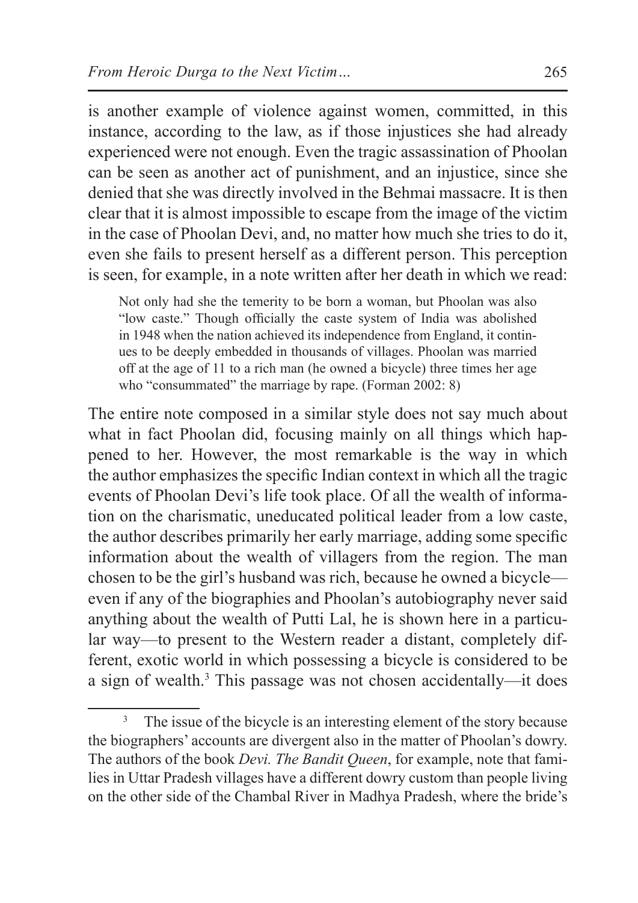is another example of violence against women, committed, in this instance, according to the law, as if those injustices she had already experienced were not enough. Even the tragic assassination of Phoolan can be seen as another act of punishment, and an injustice, since she denied that she was directly involved in the Behmai massacre. It is then clear that it is almost impossible to escape from the image of the victim in the case of Phoolan Devi, and, no matter how much she tries to do it, even she fails to present herself as a different person. This perception is seen, for example, in a note written after her death in which we read:

> Not only had she the temerity to be born a woman, but Phoolan was also "low caste." Though officially the caste system of India was abolished in 1948 when the nation achieved its independence from England, it continues to be deeply embedded in thousands of villages. Phoolan was married off at the age of 11 to a rich man (he owned a bicycle) three times her age who "consummated" the marriage by rape. (Forman 2002: 8)

The entire note composed in a similar style does not say much about what in fact Phoolan did, focusing mainly on all things which happened to her. However, the most remarkable is the way in which the author emphasizes the specific Indian context in which all the tragic events of Phoolan Devi's life took place. Of all the wealth of information on the charismatic, uneducated political leader from a low caste, the author describes primarily her early marriage, adding some specific information about the wealth of villagers from the region. The man chosen to be the girl's husband was rich, because he owned a bicycle—even if any of the biographies and Phoolan's autobiography never said anything about the wealth of Putti Lal, he is shown here in a particular way—to present to the Western reader a distant, completely different, exotic world in which possessing a bicycle is considered to be a sign of wealth.[3] This passage was not chosen accidentally—it does

[3] The issue of the bicycle is an interesting element of the story because the biographers' accounts are divergent also in the matter of Phoolan's dowry. The authors of the book *Devi. The Bandit Queen*, for example, note that families in Uttar Pradesh villages have a different dowry custom than people living on the other side of the Chambal River in Madhya Pradesh, where the bride's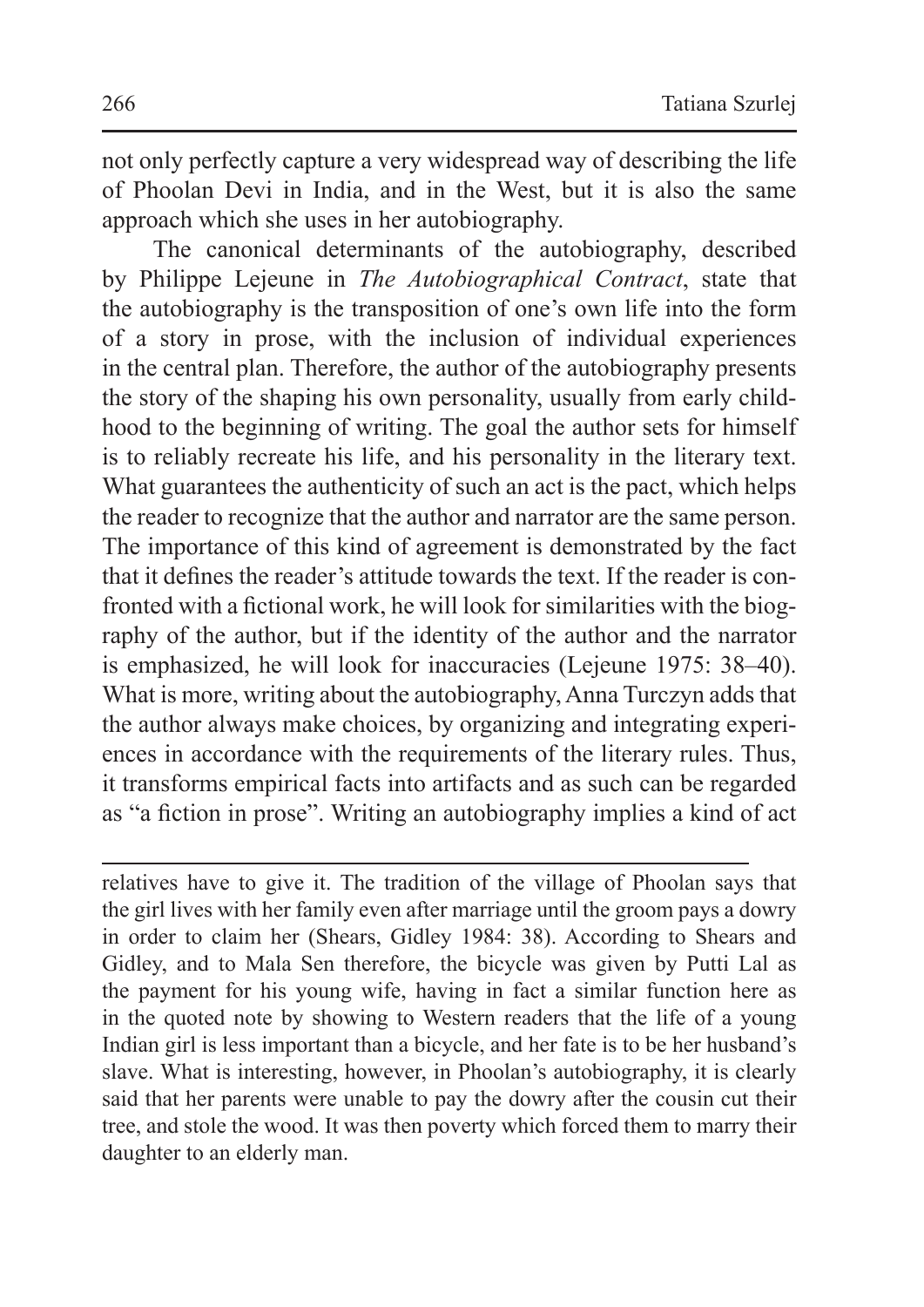not only perfectly capture a very widespread way of describing the life of Phoolan Devi in India, and in the West, but it is also the same approach which she uses in her autobiography.

The canonical determinants of the autobiography, described by Philippe Lejeune in *The Autobiographical Contract*, state that the autobiography is the transposition of one's own life into the form of a story in prose, with the inclusion of individual experiences in the central plan. Therefore, the author of the autobiography presents the story of the shaping his own personality, usually from early childhood to the beginning of writing. The goal the author sets for himself is to reliably recreate his life, and his personality in the literary text. What guarantees the authenticity of such an act is the pact, which helps the reader to recognize that the author and narrator are the same person. The importance of this kind of agreement is demonstrated by the fact that it defines the reader's attitude towards the text. If the reader is confronted with a fictional work, he will look for similarities with the biography of the author, but if the identity of the author and the narrator is emphasized, he will look for inaccuracies (Lejeune 1975: 38–40). What is more, writing about the autobiography, Anna Turczyn adds that the author always make choices, by organizing and integrating experiences in accordance with the requirements of the literary rules. Thus, it transforms empirical facts into artifacts and as such can be regarded as "a fiction in prose". Writing an autobiography implies a kind of act

---

relatives have to give it. The tradition of the village of Phoolan says that the girl lives with her family even after marriage until the groom pays a dowry in order to claim her (Shears, Gidley 1984: 38). According to Shears and Gidley, and to Mala Sen therefore, the bicycle was given by Putti Lal as the payment for his young wife, having in fact a similar function here as in the quoted note by showing to Western readers that the life of a young Indian girl is less important than a bicycle, and her fate is to be her husband's slave. What is interesting, however, in Phoolan's autobiography, it is clearly said that her parents were unable to pay the dowry after the cousin cut their tree, and stole the wood. It was then poverty which forced them to marry their daughter to an elderly man.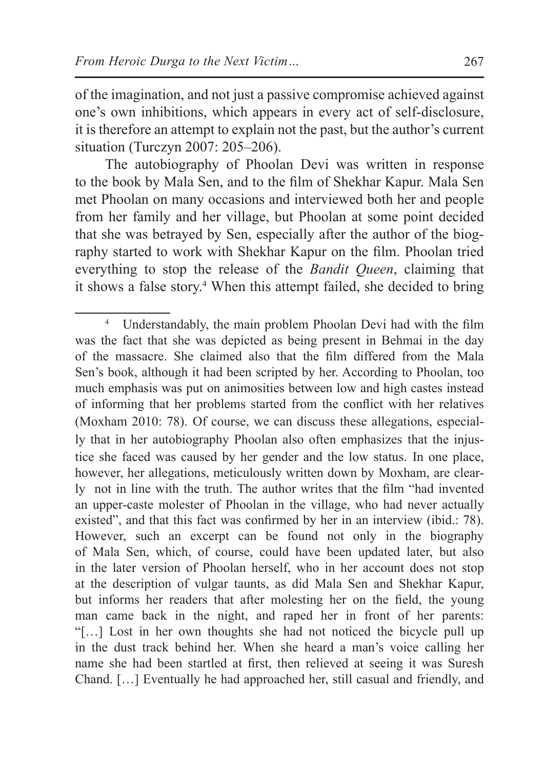of the imagination, and not just a passive compromise achieved against one's own inhibitions, which appears in every act of self-disclosure, it is therefore an attempt to explain not the past, but the author's current situation (Turczyn 2007: 205–206).

The autobiography of Phoolan Devi was written in response to the book by Mala Sen, and to the film of Shekhar Kapur. Mala Sen met Phoolan on many occasions and interviewed both her and people from her family and her village, but Phoolan at some point decided that she was betrayed by Sen, especially after the author of the biography started to work with Shekhar Kapur on the film. Phoolan tried everything to stop the release of the *Bandit Queen*, claiming that it shows a false story.[4] When this attempt failed, she decided to bring

[4] Understandably, the main problem Phoolan Devi had with the film was the fact that she was depicted as being present in Behmai in the day of the massacre. She claimed also that the film differed from the Mala Sen's book, although it had been scripted by her. According to Phoolan, too much emphasis was put on animosities between low and high castes instead of informing that her problems started from the conflict with her relatives (Moxham 2010: 78). Of course, we can discuss these allegations, especially that in her autobiography Phoolan also often emphasizes that the injustice she faced was caused by her gender and the low status. In one place, however, her allegations, meticulously written down by Moxham, are clearly not in line with the truth. The author writes that the film "had invented an upper-caste molester of Phoolan in the village, who had never actually existed", and that this fact was confirmed by her in an interview (ibid.: 78). However, such an excerpt can be found not only in the biography of Mala Sen, which, of course, could have been updated later, but also in the later version of Phoolan herself, who in her account does not stop at the description of vulgar taunts, as did Mala Sen and Shekhar Kapur, but informs her readers that after molesting her on the field, the young man came back in the night, and raped her in front of her parents: "[…] Lost in her own thoughts she had not noticed the bicycle pull up in the dust track behind her. When she heard a man's voice calling her name she had been startled at first, then relieved at seeing it was Suresh Chand. […] Eventually he had approached her, still casual and friendly, and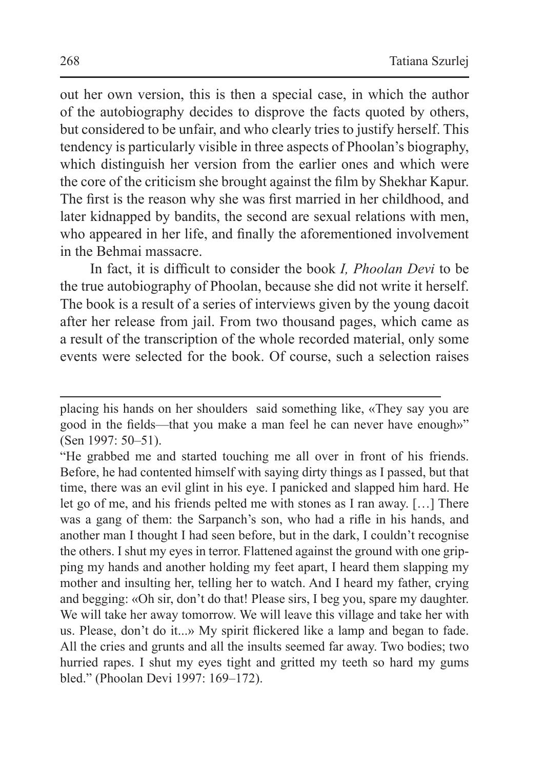out her own version, this is then a special case, in which the author of the autobiography decides to disprove the facts quoted by others, but considered to be unfair, and who clearly tries to justify herself. This tendency is particularly visible in three aspects of Phoolan's biography, which distinguish her version from the earlier ones and which were the core of the criticism she brought against the film by Shekhar Kapur. The first is the reason why she was first married in her childhood, and later kidnapped by bandits, the second are sexual relations with men, who appeared in her life, and finally the aforementioned involvement in the Behmai massacre.

In fact, it is difficult to consider the book *I, Phoolan Devi* to be the true autobiography of Phoolan, because she did not write it herself. The book is a result of a series of interviews given by the young dacoit after her release from jail. From two thousand pages, which came as a result of the transcription of the whole recorded material, only some events were selected for the book. Of course, such a selection raises

---

placing his hands on her shoulders said something like, «They say you are good in the fields—that you make a man feel he can never have enough»" (Sen 1997: 50–51).

"He grabbed me and started touching me all over in front of his friends. Before, he had contented himself with saying dirty things as I passed, but that time, there was an evil glint in his eye. I panicked and slapped him hard. He let go of me, and his friends pelted me with stones as I ran away. […] There was a gang of them: the Sarpanch's son, who had a rifle in his hands, and another man I thought I had seen before, but in the dark, I couldn't recognise the others. I shut my eyes in terror. Flattened against the ground with one gripping my hands and another holding my feet apart, I heard them slapping my mother and insulting her, telling her to watch. And I heard my father, crying and begging: «Oh sir, don't do that! Please sirs, I beg you, spare my daughter. We will take her away tomorrow. We will leave this village and take her with us. Please, don't do it...» My spirit flickered like a lamp and began to fade. All the cries and grunts and all the insults seemed far away. Two bodies; two hurried rapes. I shut my eyes tight and gritted my teeth so hard my gums bled." (Phoolan Devi 1997: 169–172).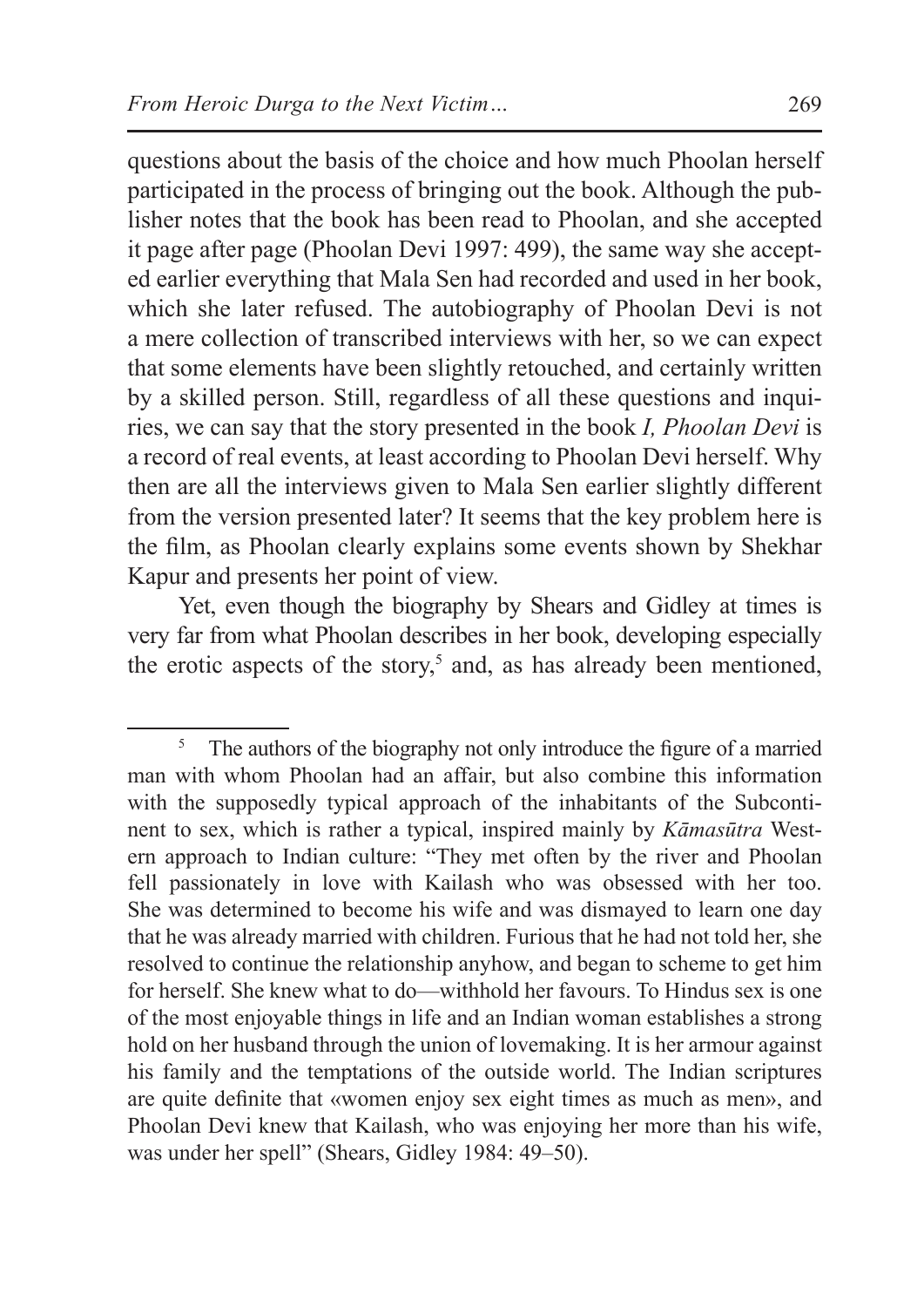questions about the basis of the choice and how much Phoolan herself participated in the process of bringing out the book. Although the publisher notes that the book has been read to Phoolan, and she accepted it page after page (Phoolan Devi 1997: 499), the same way she accepted earlier everything that Mala Sen had recorded and used in her book, which she later refused. The autobiography of Phoolan Devi is not a mere collection of transcribed interviews with her, so we can expect that some elements have been slightly retouched, and certainly written by a skilled person. Still, regardless of all these questions and inquiries, we can say that the story presented in the book *I, Phoolan Devi* is a record of real events, at least according to Phoolan Devi herself. Why then are all the interviews given to Mala Sen earlier slightly different from the version presented later? It seems that the key problem here is the film, as Phoolan clearly explains some events shown by Shekhar Kapur and presents her point of view.

Yet, even though the biography by Shears and Gidley at times is very far from what Phoolan describes in her book, developing especially the erotic aspects of the story,[5] and, as has already been mentioned,

---

[5] The authors of the biography not only introduce the figure of a married man with whom Phoolan had an affair, but also combine this information with the supposedly typical approach of the inhabitants of the Subcontinent to sex, which is rather a typical, inspired mainly by *Kāmasūtra* Western approach to Indian culture: "They met often by the river and Phoolan fell passionately in love with Kailash who was obsessed with her too. She was determined to become his wife and was dismayed to learn one day that he was already married with children. Furious that he had not told her, she resolved to continue the relationship anyhow, and began to scheme to get him for herself. She knew what to do—withhold her favours. To Hindus sex is one of the most enjoyable things in life and an Indian woman establishes a strong hold on her husband through the union of lovemaking. It is her armour against his family and the temptations of the outside world. The Indian scriptures are quite definite that «women enjoy sex eight times as much as men», and Phoolan Devi knew that Kailash, who was enjoying her more than his wife, was under her spell" (Shears, Gidley 1984: 49–50).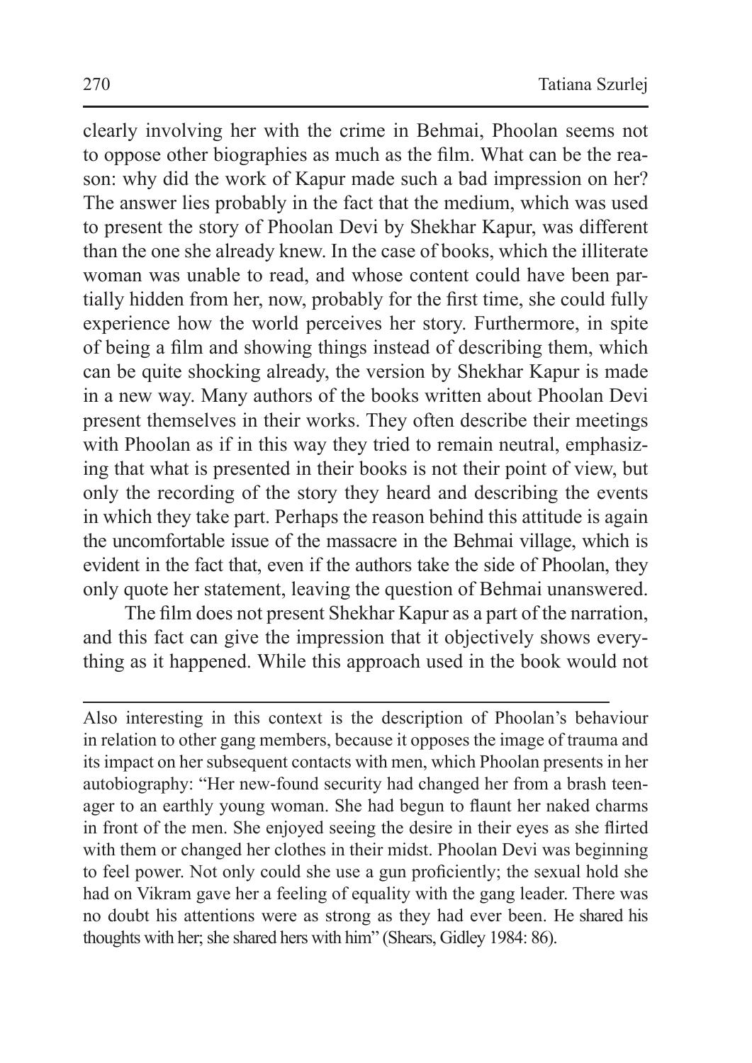clearly involving her with the crime in Behmai, Phoolan seems not to oppose other biographies as much as the film. What can be the reason: why did the work of Kapur made such a bad impression on her? The answer lies probably in the fact that the medium, which was used to present the story of Phoolan Devi by Shekhar Kapur, was different than the one she already knew. In the case of books, which the illiterate woman was unable to read, and whose content could have been partially hidden from her, now, probably for the first time, she could fully experience how the world perceives her story. Furthermore, in spite of being a film and showing things instead of describing them, which can be quite shocking already, the version by Shekhar Kapur is made in a new way. Many authors of the books written about Phoolan Devi present themselves in their works. They often describe their meetings with Phoolan as if in this way they tried to remain neutral, emphasizing that what is presented in their books is not their point of view, but only the recording of the story they heard and describing the events in which they take part. Perhaps the reason behind this attitude is again the uncomfortable issue of the massacre in the Behmai village, which is evident in the fact that, even if the authors take the side of Phoolan, they only quote her statement, leaving the question of Behmai unanswered.

The film does not present Shekhar Kapur as a part of the narration, and this fact can give the impression that it objectively shows everything as it happened. While this approach used in the book would not

---

Also interesting in this context is the description of Phoolan's behaviour in relation to other gang members, because it opposes the image of trauma and its impact on her subsequent contacts with men, which Phoolan presents in her autobiography: "Her new-found security had changed her from a brash teenager to an earthly young woman. She had begun to flaunt her naked charms in front of the men. She enjoyed seeing the desire in their eyes as she flirted with them or changed her clothes in their midst. Phoolan Devi was beginning to feel power. Not only could she use a gun proficiently; the sexual hold she had on Vikram gave her a feeling of equality with the gang leader. There was no doubt his attentions were as strong as they had ever been. He shared his thoughts with her; she shared hers with him" (Shears, Gidley 1984: 86).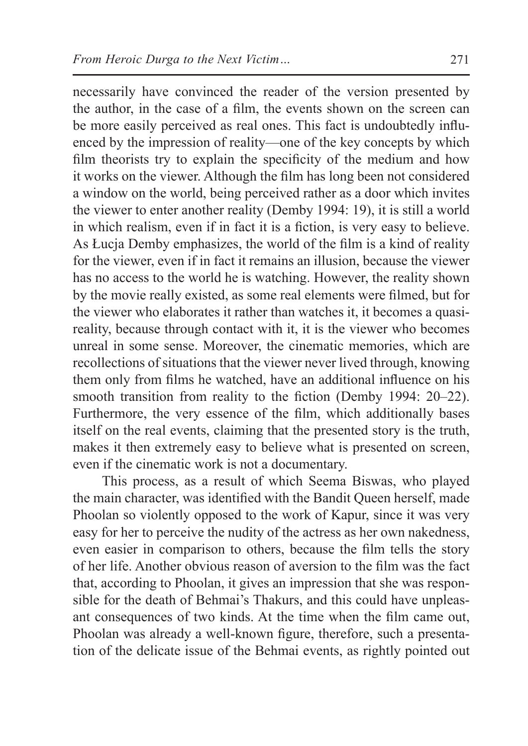necessarily have convinced the reader of the version presented by the author, in the case of a film, the events shown on the screen can be more easily perceived as real ones. This fact is undoubtedly influenced by the impression of reality—one of the key concepts by which film theorists try to explain the specificity of the medium and how it works on the viewer. Although the film has long been not considered a window on the world, being perceived rather as a door which invites the viewer to enter another reality (Demby 1994: 19), it is still a world in which realism, even if in fact it is a fiction, is very easy to believe. As Łucja Demby emphasizes, the world of the film is a kind of reality for the viewer, even if in fact it remains an illusion, because the viewer has no access to the world he is watching. However, the reality shown by the movie really existed, as some real elements were filmed, but for the viewer who elaborates it rather than watches it, it becomes a quasi-reality, because through contact with it, it is the viewer who becomes unreal in some sense. Moreover, the cinematic memories, which are recollections of situations that the viewer never lived through, knowing them only from films he watched, have an additional influence on his smooth transition from reality to the fiction (Demby 1994: 20–22). Furthermore, the very essence of the film, which additionally bases itself on the real events, claiming that the presented story is the truth, makes it then extremely easy to believe what is presented on screen, even if the cinematic work is not a documentary.

This process, as a result of which Seema Biswas, who played the main character, was identified with the Bandit Queen herself, made Phoolan so violently opposed to the work of Kapur, since it was very easy for her to perceive the nudity of the actress as her own nakedness, even easier in comparison to others, because the film tells the story of her life. Another obvious reason of aversion to the film was the fact that, according to Phoolan, it gives an impression that she was responsible for the death of Behmai's Thakurs, and this could have unpleasant consequences of two kinds. At the time when the film came out, Phoolan was already a well-known figure, therefore, such a presentation of the delicate issue of the Behmai events, as rightly pointed out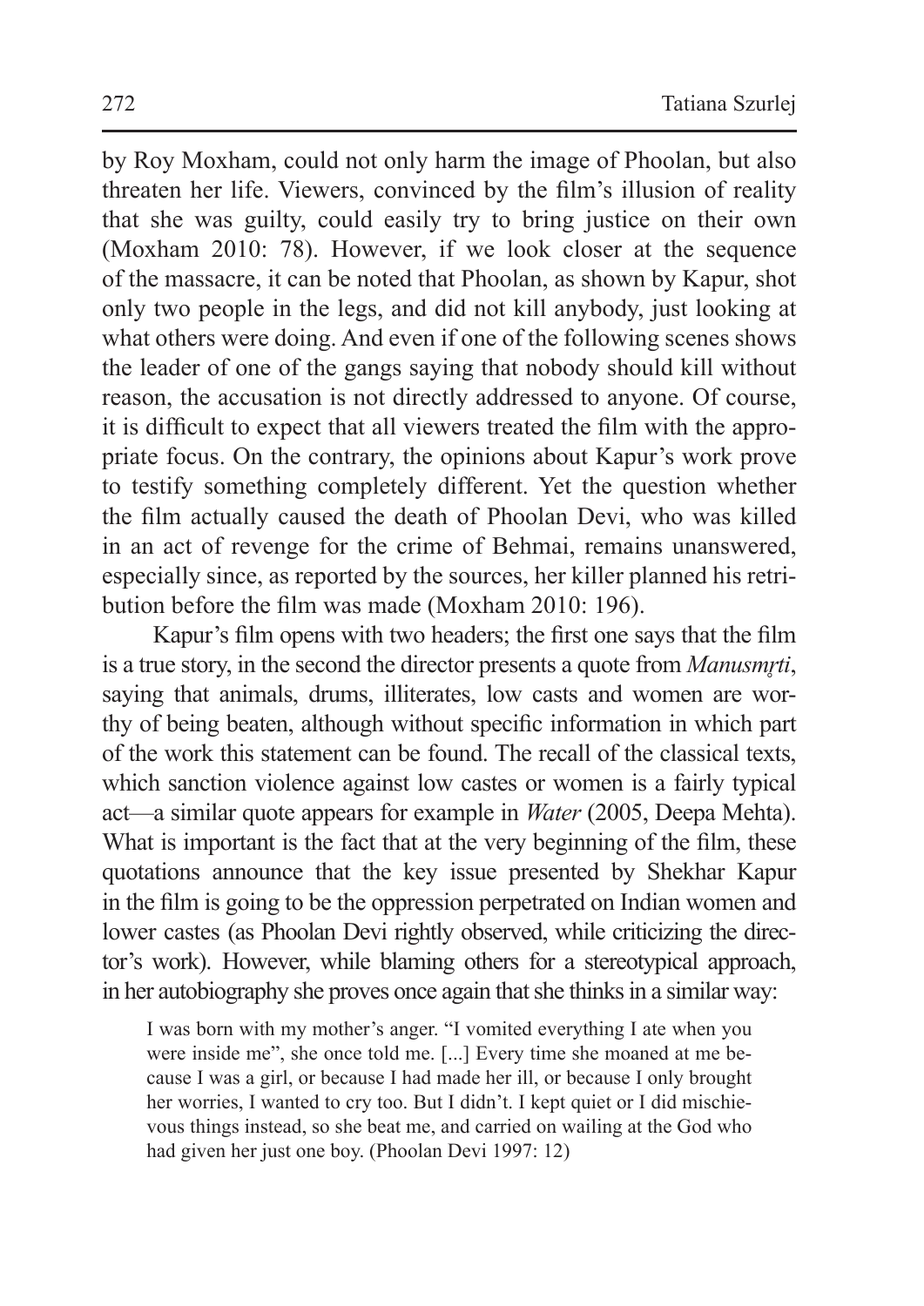by Roy Moxham, could not only harm the image of Phoolan, but also threaten her life. Viewers, convinced by the film's illusion of reality that she was guilty, could easily try to bring justice on their own (Moxham 2010: 78). However, if we look closer at the sequence of the massacre, it can be noted that Phoolan, as shown by Kapur, shot only two people in the legs, and did not kill anybody, just looking at what others were doing. And even if one of the following scenes shows the leader of one of the gangs saying that nobody should kill without reason, the accusation is not directly addressed to anyone. Of course, it is difficult to expect that all viewers treated the film with the appropriate focus. On the contrary, the opinions about Kapur's work prove to testify something completely different. Yet the question whether the film actually caused the death of Phoolan Devi, who was killed in an act of revenge for the crime of Behmai, remains unanswered, especially since, as reported by the sources, her killer planned his retribution before the film was made (Moxham 2010: 196).

Kapur's film opens with two headers; the first one says that the film is a true story, in the second the director presents a quote from *Manusmṛti*, saying that animals, drums, illiterates, low casts and women are worthy of being beaten, although without specific information in which part of the work this statement can be found. The recall of the classical texts, which sanction violence against low castes or women is a fairly typical act—a similar quote appears for example in *Water* (2005, Deepa Mehta). What is important is the fact that at the very beginning of the film, these quotations announce that the key issue presented by Shekhar Kapur in the film is going to be the oppression perpetrated on Indian women and lower castes (as Phoolan Devi rightly observed, while criticizing the director's work). However, while blaming others for a stereotypical approach, in her autobiography she proves once again that she thinks in a similar way:

> I was born with my mother's anger. "I vomited everything I ate when you were inside me", she once told me. [...] Every time she moaned at me because I was a girl, or because I had made her ill, or because I only brought her worries, I wanted to cry too. But I didn't. I kept quiet or I did mischievous things instead, so she beat me, and carried on wailing at the God who had given her just one boy. (Phoolan Devi 1997: 12)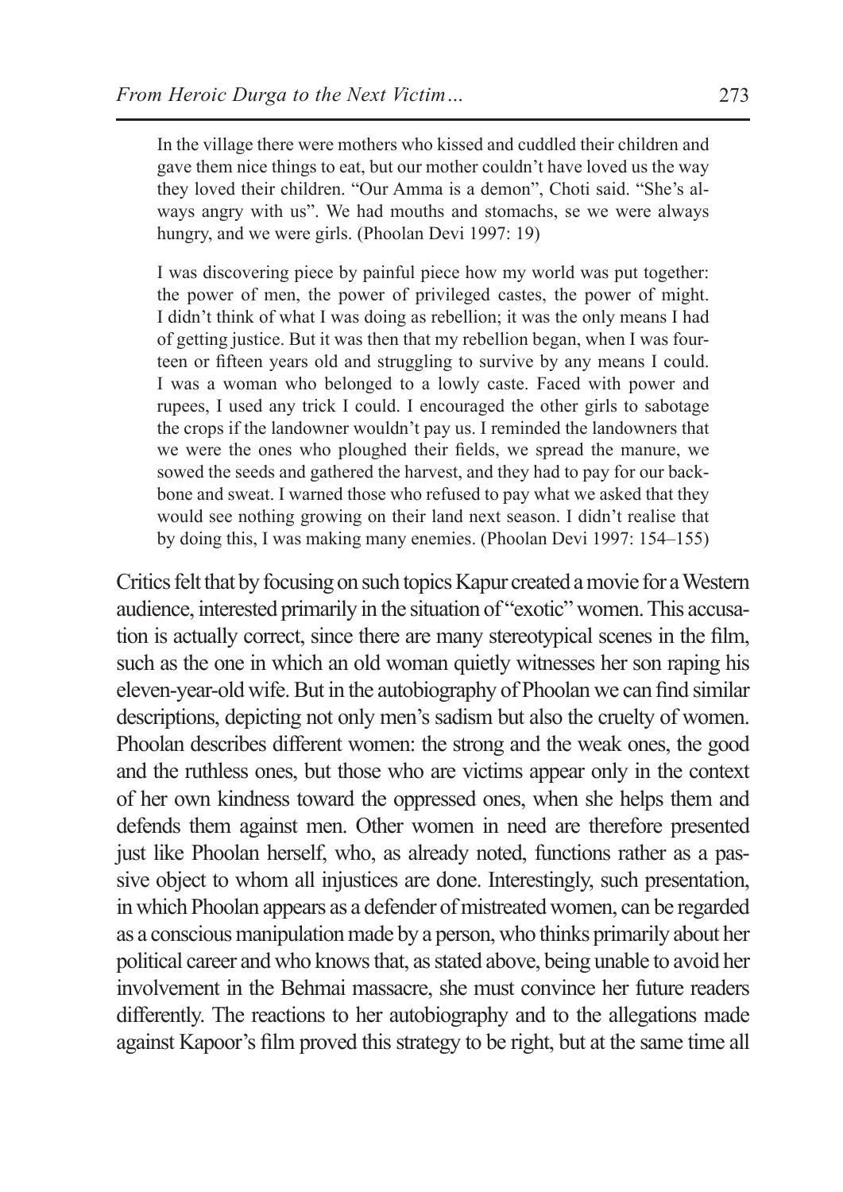> In the village there were mothers who kissed and cuddled their children and gave them nice things to eat, but our mother couldn't have loved us the way they loved their children. "Our Amma is a demon", Choti said. "She's always angry with us". We had mouths and stomachs, se we were always hungry, and we were girls. (Phoolan Devi 1997: 19)

> I was discovering piece by painful piece how my world was put together: the power of men, the power of privileged castes, the power of might. I didn't think of what I was doing as rebellion; it was the only means I had of getting justice. But it was then that my rebellion began, when I was fourteen or fifteen years old and struggling to survive by any means I could. I was a woman who belonged to a lowly caste. Faced with power and rupees, I used any trick I could. I encouraged the other girls to sabotage the crops if the landowner wouldn't pay us. I reminded the landowners that we were the ones who ploughed their fields, we spread the manure, we sowed the seeds and gathered the harvest, and they had to pay for our backbone and sweat. I warned those who refused to pay what we asked that they would see nothing growing on their land next season. I didn't realise that by doing this, I was making many enemies. (Phoolan Devi 1997: 154–155)

Critics felt that by focusing on such topics Kapur created a movie for a Western audience, interested primarily in the situation of "exotic" women. This accusation is actually correct, since there are many stereotypical scenes in the film, such as the one in which an old woman quietly witnesses her son raping his eleven-year-old wife. But in the autobiography of Phoolan we can find similar descriptions, depicting not only men's sadism but also the cruelty of women. Phoolan describes different women: the strong and the weak ones, the good and the ruthless ones, but those who are victims appear only in the context of her own kindness toward the oppressed ones, when she helps them and defends them against men. Other women in need are therefore presented just like Phoolan herself, who, as already noted, functions rather as a passive object to whom all injustices are done. Interestingly, such presentation, in which Phoolan appears as a defender of mistreated women, can be regarded as a conscious manipulation made by a person, who thinks primarily about her political career and who knows that, as stated above, being unable to avoid her involvement in the Behmai massacre, she must convince her future readers differently. The reactions to her autobiography and to the allegations made against Kapoor's film proved this strategy to be right, but at the same time all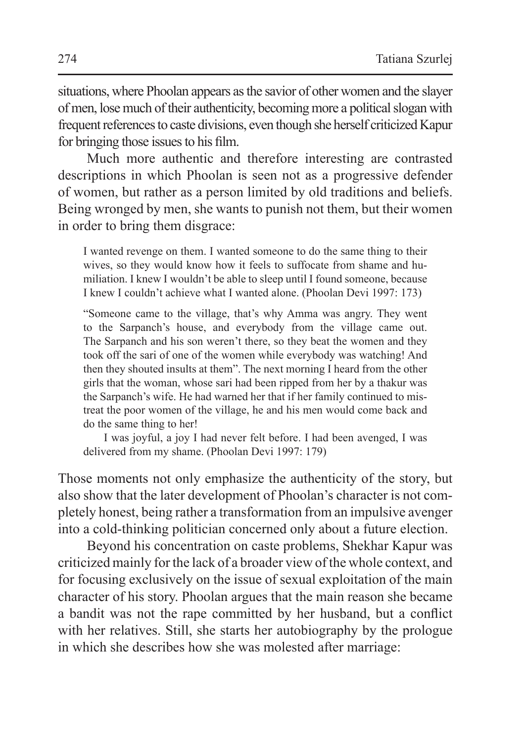situations, where Phoolan appears as the savior of other women and the slayer of men, lose much of their authenticity, becoming more a political slogan with frequent references to caste divisions, even though she herself criticized Kapur for bringing those issues to his film.

Much more authentic and therefore interesting are contrasted descriptions in which Phoolan is seen not as a progressive defender of women, but rather as a person limited by old traditions and beliefs. Being wronged by men, she wants to punish not them, but their women in order to bring them disgrace:

> I wanted revenge on them. I wanted someone to do the same thing to their wives, so they would know how it feels to suffocate from shame and humiliation. I knew I wouldn't be able to sleep until I found someone, because I knew I couldn't achieve what I wanted alone. (Phoolan Devi 1997: 173)

> "Someone came to the village, that's why Amma was angry. They went to the Sarpanch's house, and everybody from the village came out. The Sarpanch and his son weren't there, so they beat the women and they took off the sari of one of the women while everybody was watching! And then they shouted insults at them". The next morning I heard from the other girls that the woman, whose sari had been ripped from her by a thakur was the Sarpanch's wife. He had warned her that if her family continued to mistreat the poor women of the village, he and his men would come back and do the same thing to her!
>
> I was joyful, a joy I had never felt before. I had been avenged, I was delivered from my shame. (Phoolan Devi 1997: 179)

Those moments not only emphasize the authenticity of the story, but also show that the later development of Phoolan's character is not completely honest, being rather a transformation from an impulsive avenger into a cold-thinking politician concerned only about a future election.

Beyond his concentration on caste problems, Shekhar Kapur was criticized mainly for the lack of a broader view of the whole context, and for focusing exclusively on the issue of sexual exploitation of the main character of his story. Phoolan argues that the main reason she became a bandit was not the rape committed by her husband, but a conflict with her relatives. Still, she starts her autobiography by the prologue in which she describes how she was molested after marriage: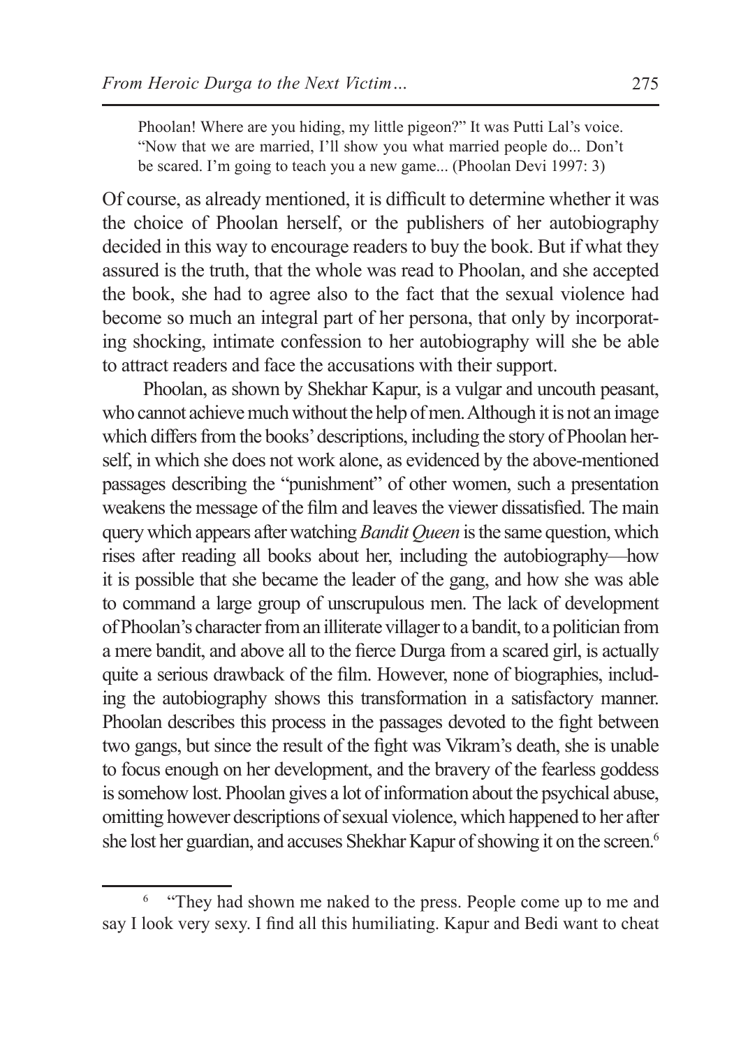> Phoolan! Where are you hiding, my little pigeon?" It was Putti Lal's voice. "Now that we are married, I'll show you what married people do... Don't be scared. I'm going to teach you a new game... (Phoolan Devi 1997: 3)

Of course, as already mentioned, it is difficult to determine whether it was the choice of Phoolan herself, or the publishers of her autobiography decided in this way to encourage readers to buy the book. But if what they assured is the truth, that the whole was read to Phoolan, and she accepted the book, she had to agree also to the fact that the sexual violence had become so much an integral part of her persona, that only by incorporating shocking, intimate confession to her autobiography will she be able to attract readers and face the accusations with their support.

Phoolan, as shown by Shekhar Kapur, is a vulgar and uncouth peasant, who cannot achieve much without the help of men. Although it is not an image which differs from the books' descriptions, including the story of Phoolan herself, in which she does not work alone, as evidenced by the above-mentioned passages describing the "punishment" of other women, such a presentation weakens the message of the film and leaves the viewer dissatisfied. The main query which appears after watching *Bandit Queen* is the same question, which rises after reading all books about her, including the autobiography—how it is possible that she became the leader of the gang, and how she was able to command a large group of unscrupulous men. The lack of development of Phoolan's character from an illiterate villager to a bandit, to a politician from a mere bandit, and above all to the fierce Durga from a scared girl, is actually quite a serious drawback of the film. However, none of biographies, including the autobiography shows this transformation in a satisfactory manner. Phoolan describes this process in the passages devoted to the fight between two gangs, but since the result of the fight was Vikram's death, she is unable to focus enough on her development, and the bravery of the fearless goddess is somehow lost. Phoolan gives a lot of information about the psychical abuse, omitting however descriptions of sexual violence, which happened to her after she lost her guardian, and accuses Shekhar Kapur of showing it on the screen.[6]

[6] "They had shown me naked to the press. People come up to me and say I look very sexy. I find all this humiliating. Kapur and Bedi want to cheat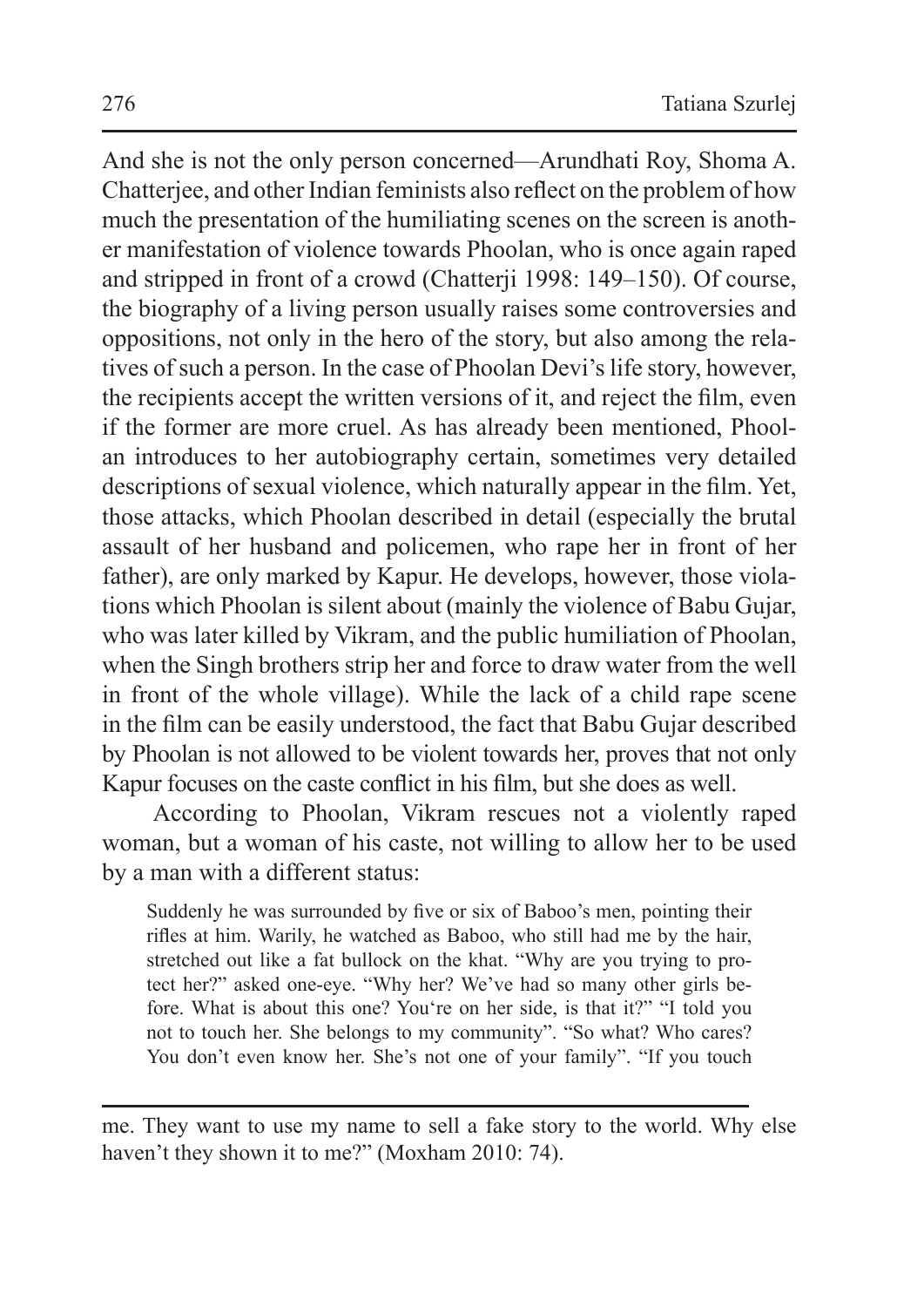And she is not the only person concerned—Arundhati Roy, Shoma A. Chatterjee, and other Indian feminists also reflect on the problem of how much the presentation of the humiliating scenes on the screen is another manifestation of violence towards Phoolan, who is once again raped and stripped in front of a crowd (Chatterji 1998: 149–150). Of course, the biography of a living person usually raises some controversies and oppositions, not only in the hero of the story, but also among the relatives of such a person. In the case of Phoolan Devi's life story, however, the recipients accept the written versions of it, and reject the film, even if the former are more cruel. As has already been mentioned, Phoolan introduces to her autobiography certain, sometimes very detailed descriptions of sexual violence, which naturally appear in the film. Yet, those attacks, which Phoolan described in detail (especially the brutal assault of her husband and policemen, who rape her in front of her father), are only marked by Kapur. He develops, however, those violations which Phoolan is silent about (mainly the violence of Babu Gujar, who was later killed by Vikram, and the public humiliation of Phoolan, when the Singh brothers strip her and force to draw water from the well in front of the whole village). While the lack of a child rape scene in the film can be easily understood, the fact that Babu Gujar described by Phoolan is not allowed to be violent towards her, proves that not only Kapur focuses on the caste conflict in his film, but she does as well.

According to Phoolan, Vikram rescues not a violently raped woman, but a woman of his caste, not willing to allow her to be used by a man with a different status:

> Suddenly he was surrounded by five or six of Baboo's men, pointing their rifles at him. Warily, he watched as Baboo, who still had me by the hair, stretched out like a fat bullock on the khat. "Why are you trying to protect her?" asked one-eye. "Why her? We've had so many other girls before. What is about this one? You're on her side, is that it?" "I told you not to touch her. She belongs to my community". "So what? Who cares? You don't even know her. She's not one of your family". "If you touch

me. They want to use my name to sell a fake story to the world. Why else haven't they shown it to me?" (Moxham 2010: 74).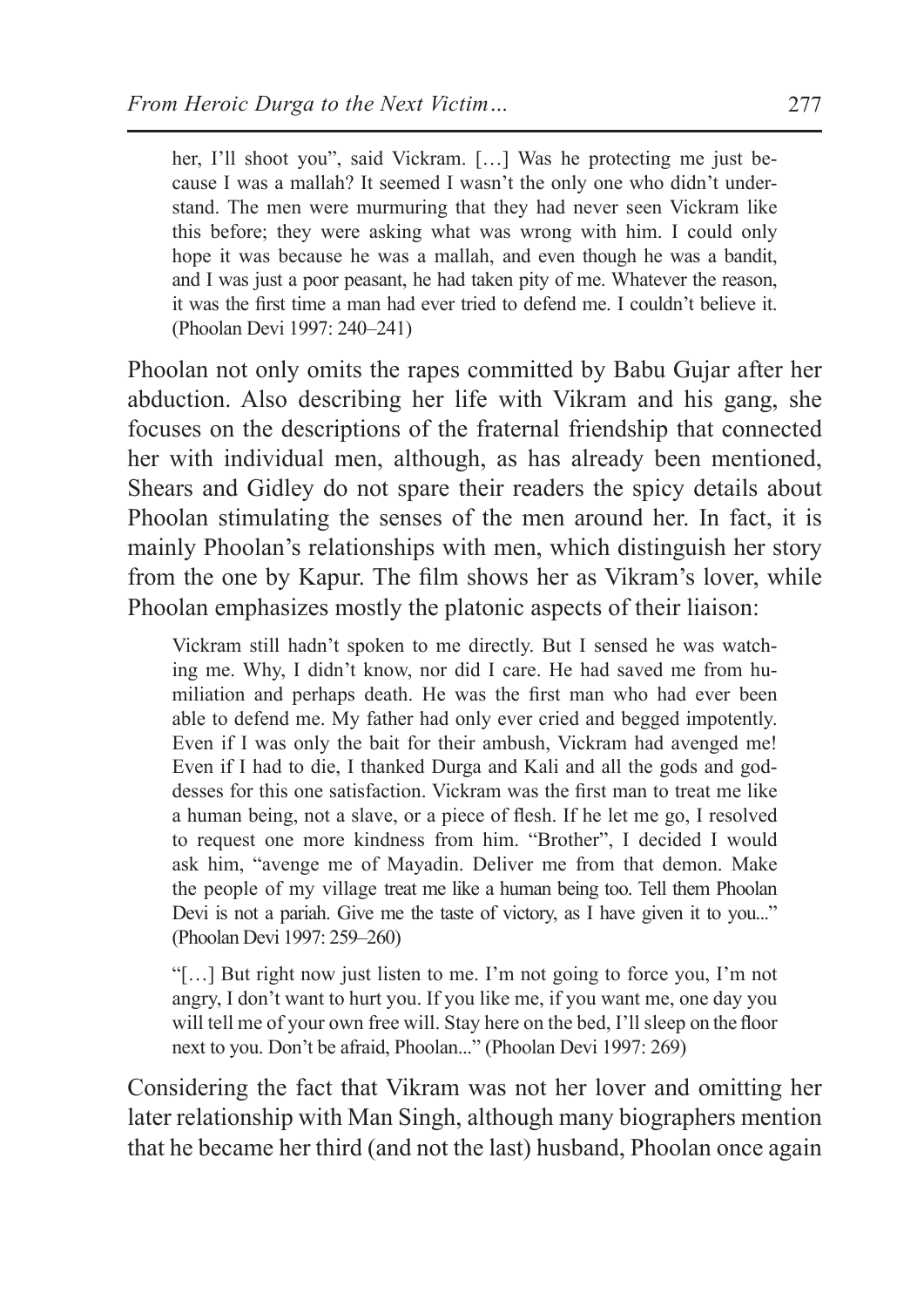> her, I'll shoot you", said Vickram. […] Was he protecting me just because I was a mallah? It seemed I wasn't the only one who didn't understand. The men were murmuring that they had never seen Vickram like this before; they were asking what was wrong with him. I could only hope it was because he was a mallah, and even though he was a bandit, and I was just a poor peasant, he had taken pity of me. Whatever the reason, it was the first time a man had ever tried to defend me. I couldn't believe it. (Phoolan Devi 1997: 240–241)

Phoolan not only omits the rapes committed by Babu Gujar after her abduction. Also describing her life with Vikram and his gang, she focuses on the descriptions of the fraternal friendship that connected her with individual men, although, as has already been mentioned, Shears and Gidley do not spare their readers the spicy details about Phoolan stimulating the senses of the men around her. In fact, it is mainly Phoolan's relationships with men, which distinguish her story from the one by Kapur. The film shows her as Vikram's lover, while Phoolan emphasizes mostly the platonic aspects of their liaison:

> Vickram still hadn't spoken to me directly. But I sensed he was watching me. Why, I didn't know, nor did I care. He had saved me from humiliation and perhaps death. He was the first man who had ever been able to defend me. My father had only ever cried and begged impotently. Even if I was only the bait for their ambush, Vickram had avenged me! Even if I had to die, I thanked Durga and Kali and all the gods and goddesses for this one satisfaction. Vickram was the first man to treat me like a human being, not a slave, or a piece of flesh. If he let me go, I resolved to request one more kindness from him. "Brother", I decided I would ask him, "avenge me of Mayadin. Deliver me from that demon. Make the people of my village treat me like a human being too. Tell them Phoolan Devi is not a pariah. Give me the taste of victory, as I have given it to you..." (Phoolan Devi 1997: 259–260)

> "[…] But right now just listen to me. I'm not going to force you, I'm not angry, I don't want to hurt you. If you like me, if you want me, one day you will tell me of your own free will. Stay here on the bed, I'll sleep on the floor next to you. Don't be afraid, Phoolan..." (Phoolan Devi 1997: 269)

Considering the fact that Vikram was not her lover and omitting her later relationship with Man Singh, although many biographers mention that he became her third (and not the last) husband, Phoolan once again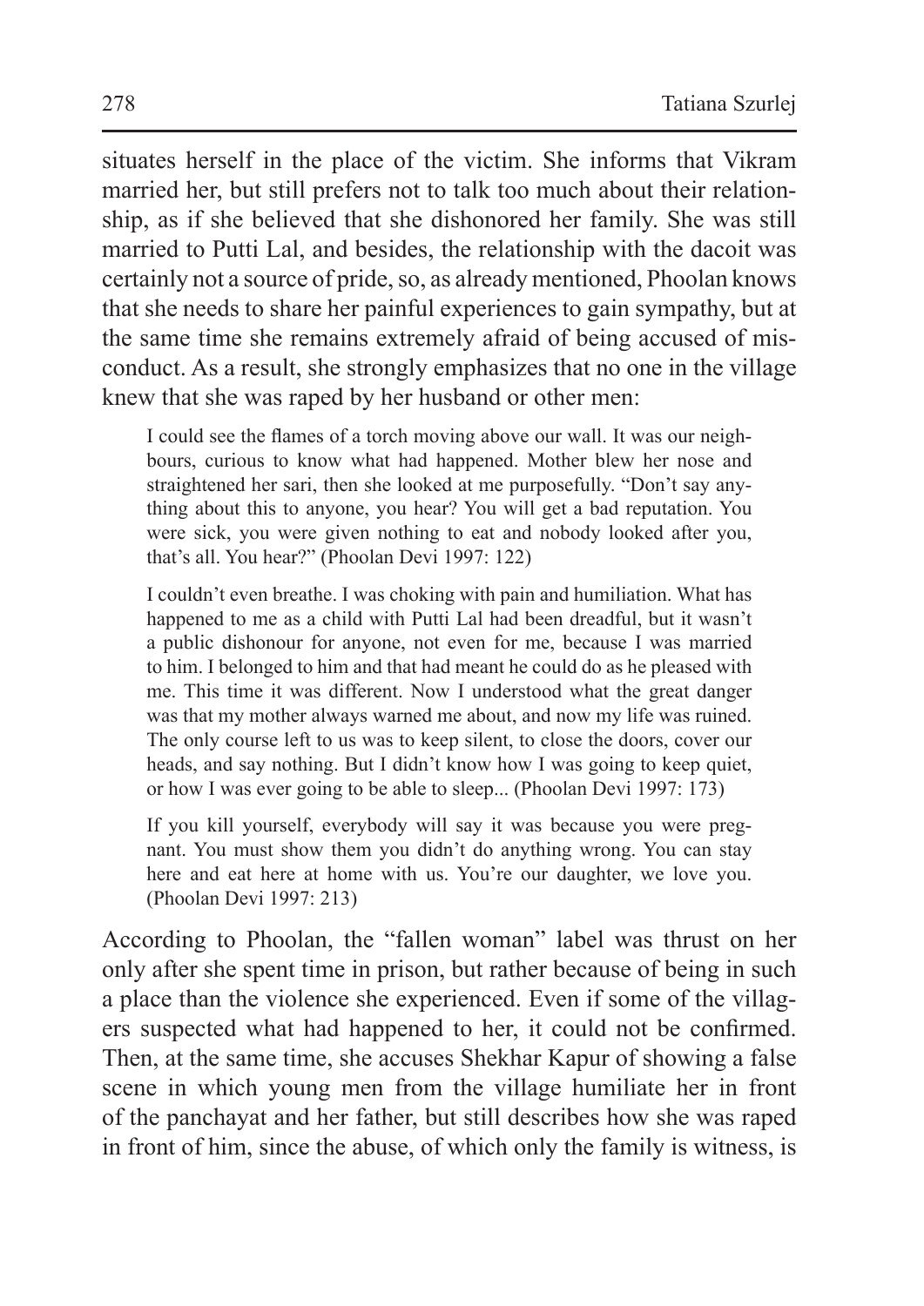situates herself in the place of the victim. She informs that Vikram married her, but still prefers not to talk too much about their relationship, as if she believed that she dishonored her family. She was still married to Putti Lal, and besides, the relationship with the dacoit was certainly not a source of pride, so, as already mentioned, Phoolan knows that she needs to share her painful experiences to gain sympathy, but at the same time she remains extremely afraid of being accused of misconduct. As a result, she strongly emphasizes that no one in the village knew that she was raped by her husband or other men:

> I could see the flames of a torch moving above our wall. It was our neighbours, curious to know what had happened. Mother blew her nose and straightened her sari, then she looked at me purposefully. "Don't say anything about this to anyone, you hear? You will get a bad reputation. You were sick, you were given nothing to eat and nobody looked after you, that's all. You hear?" (Phoolan Devi 1997: 122)

> I couldn't even breathe. I was choking with pain and humiliation. What has happened to me as a child with Putti Lal had been dreadful, but it wasn't a public dishonour for anyone, not even for me, because I was married to him. I belonged to him and that had meant he could do as he pleased with me. This time it was different. Now I understood what the great danger was that my mother always warned me about, and now my life was ruined. The only course left to us was to keep silent, to close the doors, cover our heads, and say nothing. But I didn't know how I was going to keep quiet, or how I was ever going to be able to sleep... (Phoolan Devi 1997: 173)

> If you kill yourself, everybody will say it was because you were pregnant. You must show them you didn't do anything wrong. You can stay here and eat here at home with us. You're our daughter, we love you. (Phoolan Devi 1997: 213)

According to Phoolan, the "fallen woman" label was thrust on her only after she spent time in prison, but rather because of being in such a place than the violence she experienced. Even if some of the villagers suspected what had happened to her, it could not be confirmed. Then, at the same time, she accuses Shekhar Kapur of showing a false scene in which young men from the village humiliate her in front of the panchayat and her father, but still describes how she was raped in front of him, since the abuse, of which only the family is witness, is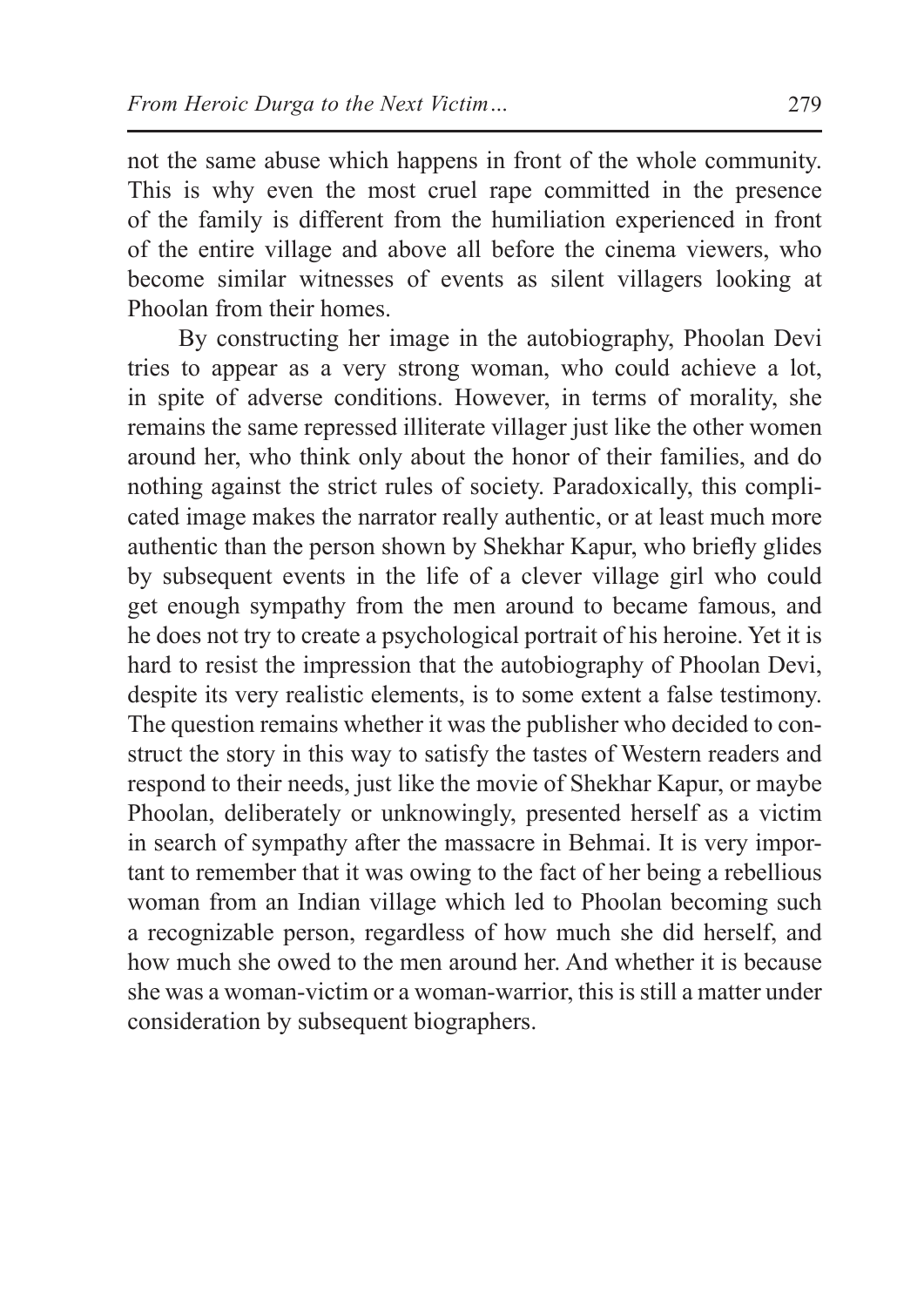not the same abuse which happens in front of the whole community. This is why even the most cruel rape committed in the presence of the family is different from the humiliation experienced in front of the entire village and above all before the cinema viewers, who become similar witnesses of events as silent villagers looking at Phoolan from their homes.

By constructing her image in the autobiography, Phoolan Devi tries to appear as a very strong woman, who could achieve a lot, in spite of adverse conditions. However, in terms of morality, she remains the same repressed illiterate villager just like the other women around her, who think only about the honor of their families, and do nothing against the strict rules of society. Paradoxically, this complicated image makes the narrator really authentic, or at least much more authentic than the person shown by Shekhar Kapur, who briefly glides by subsequent events in the life of a clever village girl who could get enough sympathy from the men around to became famous, and he does not try to create a psychological portrait of his heroine. Yet it is hard to resist the impression that the autobiography of Phoolan Devi, despite its very realistic elements, is to some extent a false testimony. The question remains whether it was the publisher who decided to construct the story in this way to satisfy the tastes of Western readers and respond to their needs, just like the movie of Shekhar Kapur, or maybe Phoolan, deliberately or unknowingly, presented herself as a victim in search of sympathy after the massacre in Behmai. It is very important to remember that it was owing to the fact of her being a rebellious woman from an Indian village which led to Phoolan becoming such a recognizable person, regardless of how much she did herself, and how much she owed to the men around her. And whether it is because she was a woman-victim or a woman-warrior, this is still a matter under consideration by subsequent biographers.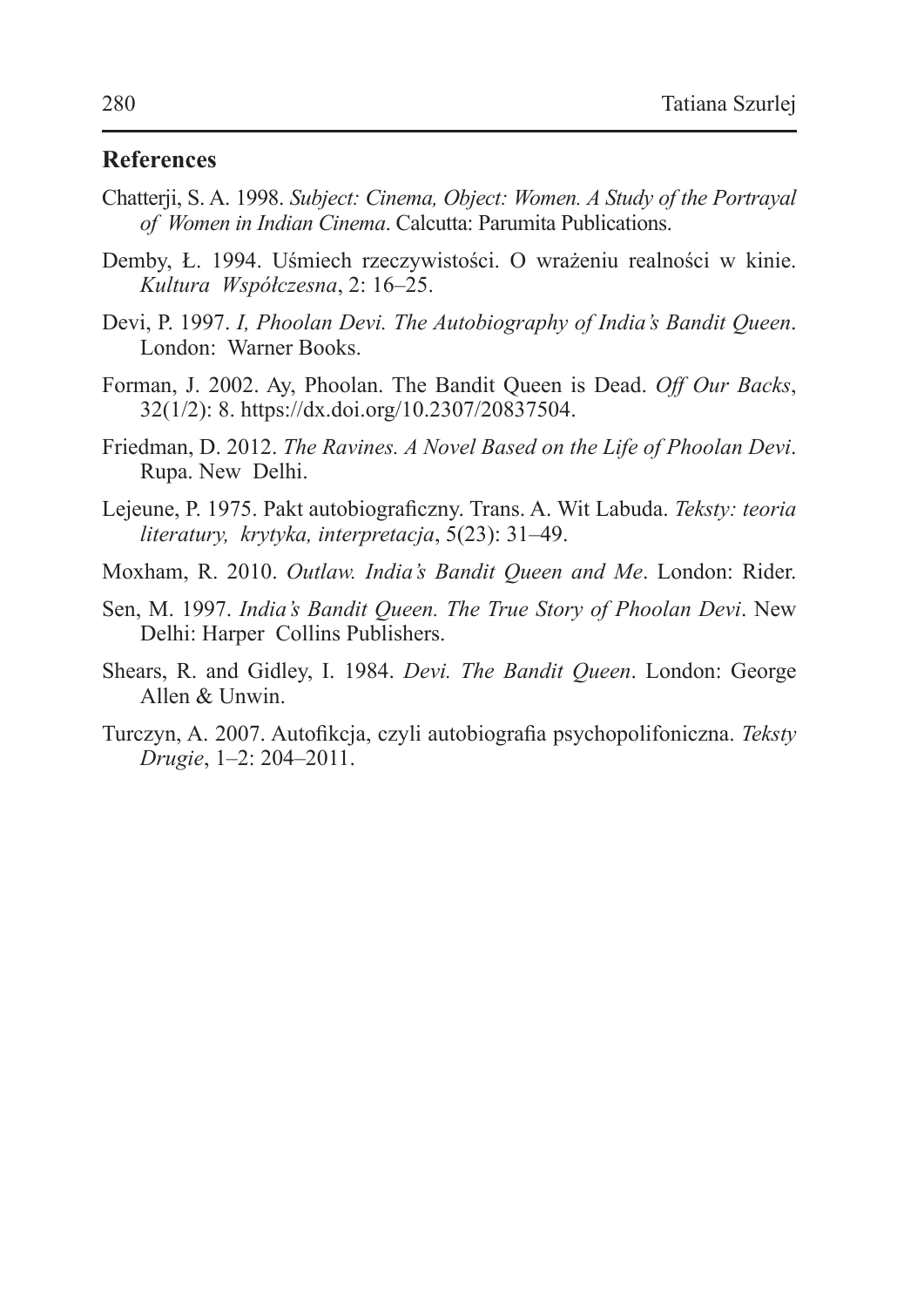## References

Chatterji, S. A. 1998. *Subject: Cinema, Object: Women. A Study of the Portrayal of Women in Indian Cinema*. Calcutta: Parumita Publications.

Demby, Ł. 1994. Uśmiech rzeczywistości. O wrażeniu realności w kinie. *Kultura Współczesna*, 2: 16–25.

Devi, P. 1997. *I, Phoolan Devi. The Autobiography of India's Bandit Queen*. London: Warner Books.

Forman, J. 2002. Ay, Phoolan. The Bandit Queen is Dead. *Off Our Backs*, 32(1/2): 8. https://dx.doi.org/10.2307/20837504.

Friedman, D. 2012. *The Ravines. A Novel Based on the Life of Phoolan Devi*. Rupa. New Delhi.

Lejeune, P. 1975. Pakt autobiograficzny. Trans. A. Wit Labuda. *Teksty: teoria literatury, krytyka, interpretacja*, 5(23): 31–49.

Moxham, R. 2010. *Outlaw. India's Bandit Queen and Me*. London: Rider.

Sen, M. 1997. *India's Bandit Queen. The True Story of Phoolan Devi*. New Delhi: Harper Collins Publishers.

Shears, R. and Gidley, I. 1984. *Devi. The Bandit Queen*. London: George Allen & Unwin.

Turczyn, A. 2007. Autofikcja, czyli autobiografia psychopolifoniczna. *Teksty Drugie*, 1–2: 204–2011.